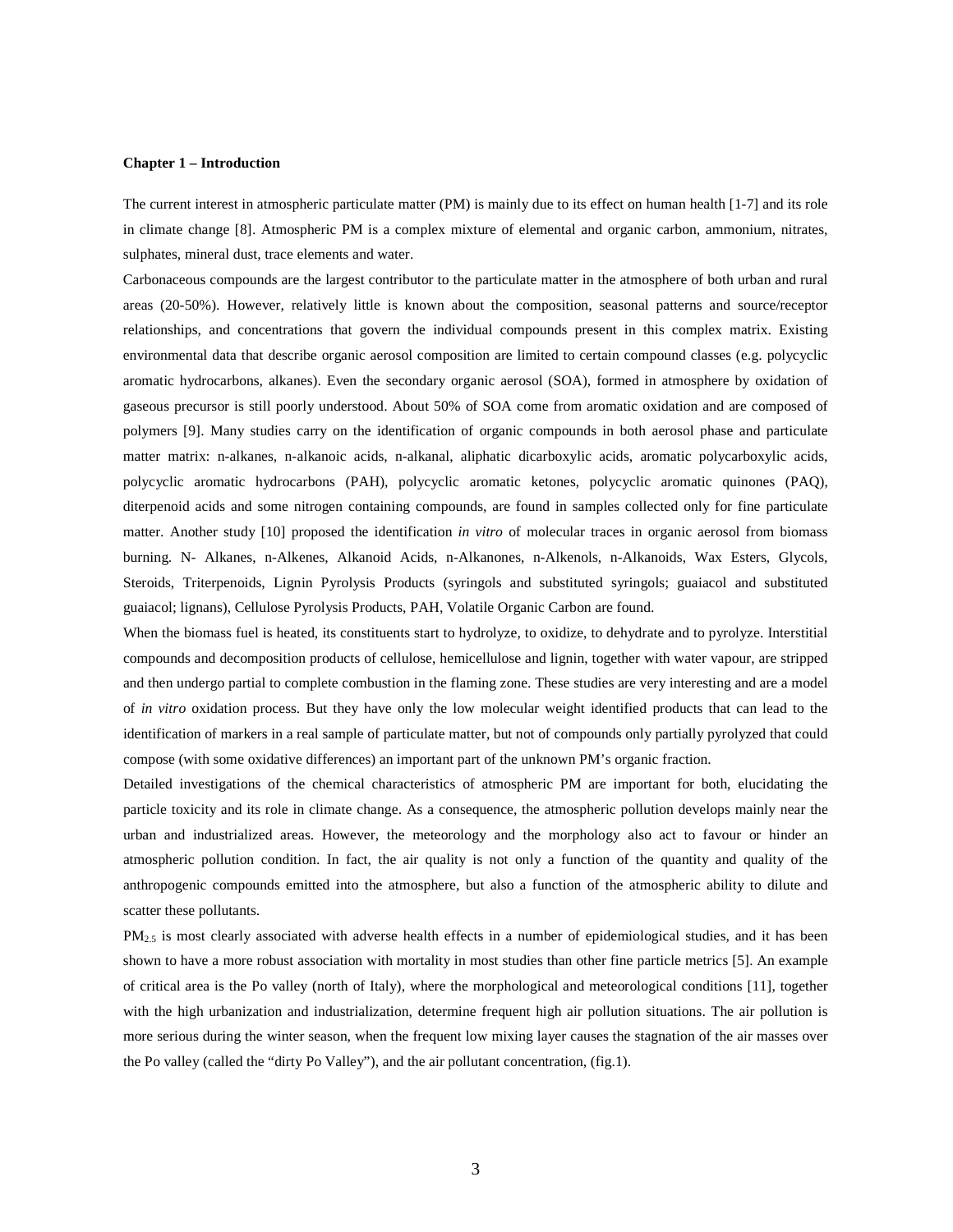## Chapter 1 – Introduction

The current interest in atmospheric particulate matter (PM) is mainly due to its effect on human health [1-7] and its role in climate change [8]. Atmospheric PM is a complex mixture of elemental and organic carbon, ammonium, nitrates, sulphates, mineral dust, trace elements and water.

Carbonaceous compounds are the largest contributor to the particulate matter in the atmosphere of both urban and rural areas (20-50%). However, relatively little is known about the composition, seasonal patterns and source/receptor relationships, and concentrations that govern the individual compounds present in this complex matrix. Existing environmental data that describe organic aerosol composition are limited to certain compound classes (e.g. polycyclic aromatic hydrocarbons, alkanes). Even the secondary organic aerosol (SOA), formed in atmosphere by oxidation of gaseous precursor is still poorly understood. About 50% of SOA come from aromatic oxidation and are composed of polymers [9]. Many studies carry on the identification of organic compounds in both aerosol phase and particulate matter matrix: n-alkanes, n-alkanoic acids, n-alkanal, aliphatic dicarboxylic acids, aromatic polycarboxylic acids, polycyclic aromatic hydrocarbons (PAH), polycyclic aromatic ketones, polycyclic aromatic quinones (PAQ), diterpenoid acids and some nitrogen containing compounds, are found in samples collected only for fine particulate matter. Another study [10] proposed the identification *in vitro* of molecular traces in organic aerosol from biomass burning. N- Alkanes, n-Alkenes, Alkanoid Acids, n-Alkanones, n-Alkenols, n-Alkanoids, Wax Esters, Glycols, Steroids, Triterpenoids, Lignin Pyrolysis Products (syringols and substituted syringols; guaiacol and substituted guaiacol; lignans), Cellulose Pyrolysis Products, PAH, Volatile Organic Carbon are found.

When the biomass fuel is heated, its constituents start to hydrolyze, to oxidize, to dehydrate and to pyrolyze. Interstitial compounds and decomposition products of cellulose, hemicellulose and lignin, together with water vapour, are stripped and then undergo partial to complete combustion in the flaming zone. These studies are very interesting and are a model of *in vitro* oxidation process. But they have only the low molecular weight identified products that can lead to the identification of markers in a real sample of particulate matter, but not of compounds only partially pyrolyzed that could compose (with some oxidative differences) an important part of the unknown PM's organic fraction.

Detailed investigations of the chemical characteristics of atmospheric PM are important for both, elucidating the particle toxicity and its role in climate change. As a consequence, the atmospheric pollution develops mainly near the urban and industrialized areas. However, the meteorology and the morphology also act to favour or hinder an atmospheric pollution condition. In fact, the air quality is not only a function of the quantity and quality of the anthropogenic compounds emitted into the atmosphere, but also a function of the atmospheric ability to dilute and scatter these pollutants.

$PM_{2.5}$ is most clearly associated with adverse health effects in a number of epidemiological studies, and it has been shown to have a more robust association with mortality in most studies than other fine particle metrics [5]. An example of critical area is the Po valley (north of Italy), where the morphological and meteorological conditions [11], together with the high urbanization and industrialization, determine frequent high air pollution situations. The air pollution is more serious during the winter season, when the frequent low mixing layer causes the stagnation of the air masses over the Po valley (called the "dirty Po Valley"), and the air pollutant concentration, (fig.1).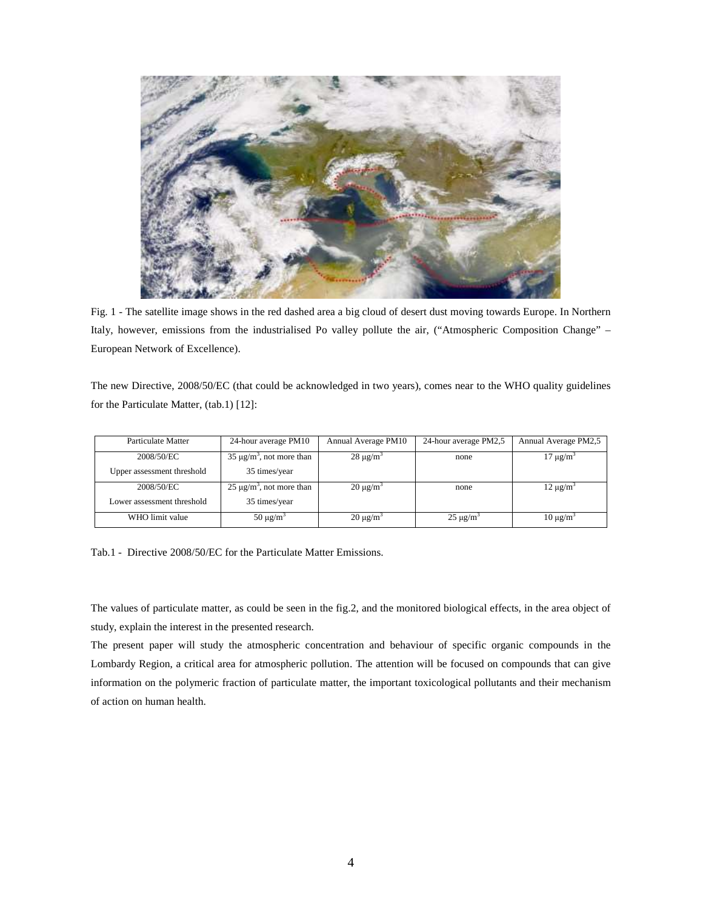Fig. 1 - The satellite image shows in the red dashed area a big cloud of desert dust moving towards Europe. In Northern Italy, however, emissions from the industrialised Po valley pollute the air, ("Atmospheric Composition Change" – European Network of Excellence).

The new Directive, 2008/50/EC (that could be acknowledged in two years), comes near to the WHO quality guidelines for the Particulate Matter, (tab.1) [12]:

| Particulate Matter | 24-hour average PM10 | Annual Average PM10 | 24-hour average PM2,5 | Annual Average PM2,5 |
|---|---|---|---|---|
| 2008/50/EC Upper assessment threshold | 35 μg/m$^3$, not more than 35 times/year | 28 μg/m$^3$ | none | 17 μg/m$^3$ |
| 2008/50/EC Lower assessment threshold | 25 μg/m$^3$, not more than 35 times/year | 20 μg/m$^3$ | none | 12 μg/m$^3$ |
| WHO limit value | 50 μg/m$^3$ | 20 μg/m$^3$ | 25 μg/m$^3$ | 10 μg/m$^3$ |

Tab.1 - Directive 2008/50/EC for the Particulate Matter Emissions.

The values of particulate matter, as could be seen in the fig.2, and the monitored biological effects, in the area object of study, explain the interest in the presented research.

The present paper will study the atmospheric concentration and behaviour of specific organic compounds in the Lombardy Region, a critical area for atmospheric pollution. The attention will be focused on compounds that can give information on the polymeric fraction of particulate matter, the important toxicological pollutants and their mechanism of action on human health.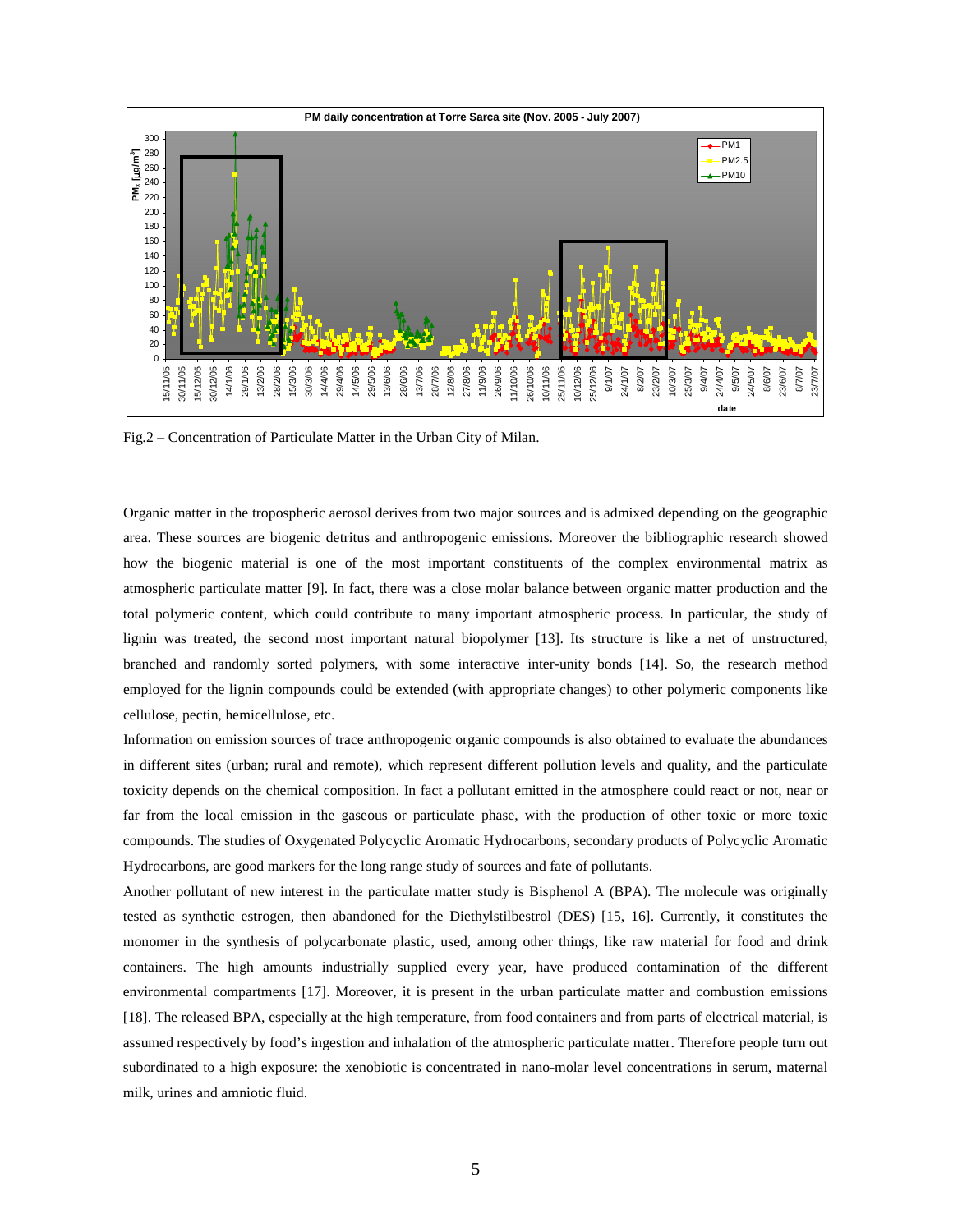Fig.2 – Concentration of Particulate Matter in the Urban City of Milan.

Organic matter in the tropospheric aerosol derives from two major sources and is admixed depending on the geographic area. These sources are biogenic detritus and anthropogenic emissions. Moreover the bibliographic research showed how the biogenic material is one of the most important constituents of the complex environmental matrix as atmospheric particulate matter [9]. In fact, there was a close molar balance between organic matter production and the total polymeric content, which could contribute to many important atmospheric process. In particular, the study of lignin was treated, the second most important natural biopolymer [13]. Its structure is like a net of unstructured, branched and randomly sorted polymers, with some interactive inter-unity bonds [14]. So, the research method employed for the lignin compounds could be extended (with appropriate changes) to other polymeric components like cellulose, pectin, hemicellulose, etc.

Information on emission sources of trace anthropogenic organic compounds is also obtained to evaluate the abundances in different sites (urban; rural and remote), which represent different pollution levels and quality, and the particulate toxicity depends on the chemical composition. In fact a pollutant emitted in the atmosphere could react or not, near or far from the local emission in the gaseous or particulate phase, with the production of other toxic or more toxic compounds. The studies of Oxygenated Polycyclic Aromatic Hydrocarbons, secondary products of Polycyclic Aromatic Hydrocarbons, are good markers for the long range study of sources and fate of pollutants.

Another pollutant of new interest in the particulate matter study is Bisphenol A (BPA). The molecule was originally tested as synthetic estrogen, then abandoned for the Diethylstilbestrol (DES) [15, 16]. Currently, it constitutes the monomer in the synthesis of polycarbonate plastic, used, among other things, like raw material for food and drink containers. The high amounts industrially supplied every year, have produced contamination of the different environmental compartments [17]. Moreover, it is present in the urban particulate matter and combustion emissions [18]. The released BPA, especially at the high temperature, from food containers and from parts of electrical material, is assumed respectively by food's ingestion and inhalation of the atmospheric particulate matter. Therefore people turn out subordinated to a high exposure: the xenobiotic is concentrated in nano-molar level concentrations in serum, maternal milk, urines and amniotic fluid.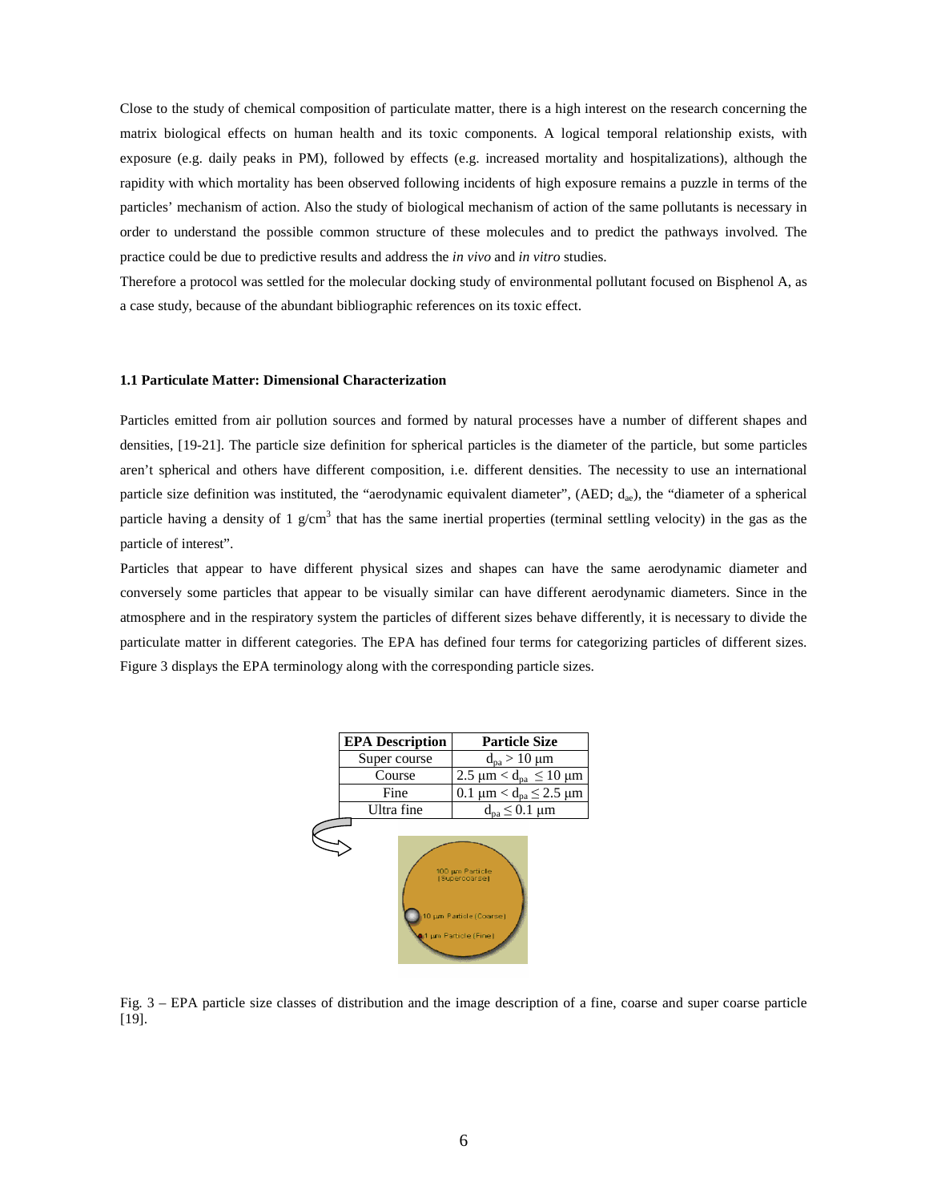Close to the study of chemical composition of particulate matter, there is a high interest on the research concerning the matrix biological effects on human health and its toxic components. A logical temporal relationship exists, with exposure (e.g. daily peaks in PM), followed by effects (e.g. increased mortality and hospitalizations), although the rapidity with which mortality has been observed following incidents of high exposure remains a puzzle in terms of the particles' mechanism of action. Also the study of biological mechanism of action of the same pollutants is necessary in order to understand the possible common structure of these molecules and to predict the pathways involved. The practice could be due to predictive results and address the *in vivo* and *in vitro* studies.

Therefore a protocol was settled for the molecular docking study of environmental pollutant focused on Bisphenol A, as a case study, because of the abundant bibliographic references on its toxic effect.

### 1.1 Particulate Matter: Dimensional Characterization

Particles emitted from air pollution sources and formed by natural processes have a number of different shapes and densities, [19-21]. The particle size definition for spherical particles is the diameter of the particle, but some particles aren't spherical and others have different composition, i.e. different densities. The necessity to use an international particle size definition was instituted, the "aerodynamic equivalent diameter", (AED; $d_{ae}$), the "diameter of a spherical particle having a density of 1 g/cm$^3$ that has the same inertial properties (terminal settling velocity) in the gas as the particle of interest".

Particles that appear to have different physical sizes and shapes can have the same aerodynamic diameter and conversely some particles that appear to be visually similar can have different aerodynamic diameters. Since in the atmosphere and in the respiratory system the particles of different sizes behave differently, it is necessary to divide the particulate matter in different categories. The EPA has defined four terms for categorizing particles of different sizes. Figure 3 displays the EPA terminology along with the corresponding particle sizes.

| EPA Description | Particle Size |
|---|---|
| Super course | $d_{pa} > 10$ µm |
| Course | 2.5 µm $< d_{pa} \leq 10$ µm |
| Fine | 0.1 µm $< d_{pa} \leq 2.5$ µm |
| Ultra fine | $d_{pa} \leq 0.1$ µm |

Fig. 3 – EPA particle size classes of distribution and the image description of a fine, coarse and super coarse particle [19].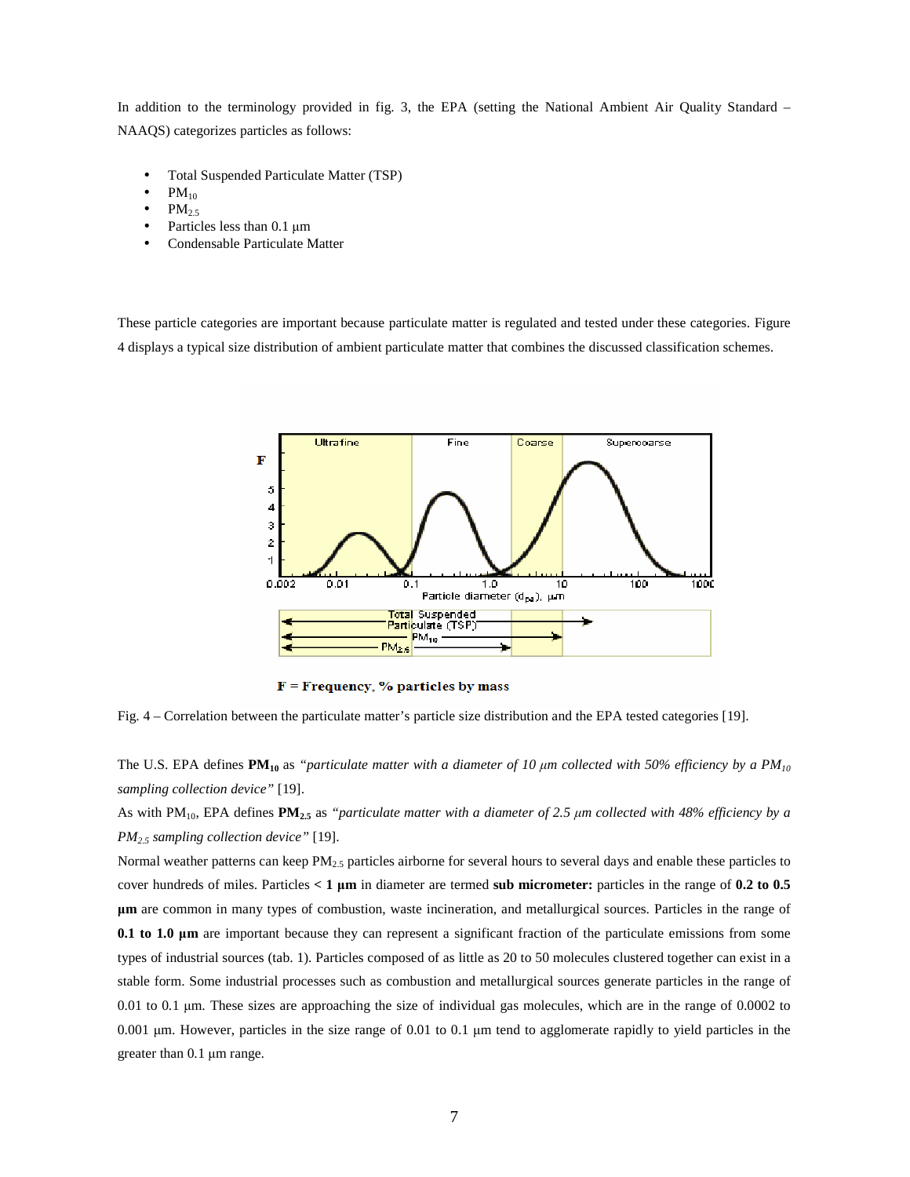In addition to the terminology provided in fig. 3, the EPA (setting the National Ambient Air Quality Standard – NAAQS) categorizes particles as follows:

- Total Suspended Particulate Matter (TSP)
- $PM_{10}$
- $PM_{2.5}$
- Particles less than 0.1 µm
- Condensable Particulate Matter

These particle categories are important because particulate matter is regulated and tested under these categories. Figure 4 displays a typical size distribution of ambient particulate matter that combines the discussed classification schemes.

F = Frequency, % particles by mass

Fig. 4 – Correlation between the particulate matter's particle size distribution and the EPA tested categories [19].

The U.S. EPA defines $\mathbf{PM_{10}}$ as *"particulate matter with a diameter of 10 µm collected with 50% efficiency by a $PM_{10}$ sampling collection device"* [19].

As with $PM_{10}$, EPA defines $\mathbf{PM_{2.5}}$ as *"particulate matter with a diameter of 2.5 µm collected with 48% efficiency by a $PM_{2.5}$ sampling collection device"* [19].

Normal weather patterns can keep $PM_{2.5}$ particles airborne for several hours to several days and enable these particles to cover hundreds of miles. Particles **< 1 µm** in diameter are termed **sub micrometer:** particles in the range of **0.2 to 0.5 µm** are common in many types of combustion, waste incineration, and metallurgical sources. Particles in the range of **0.1 to 1.0 µm** are important because they can represent a significant fraction of the particulate emissions from some types of industrial sources (tab. 1). Particles composed of as little as 20 to 50 molecules clustered together can exist in a stable form. Some industrial processes such as combustion and metallurgical sources generate particles in the range of 0.01 to 0.1 µm. These sizes are approaching the size of individual gas molecules, which are in the range of 0.0002 to 0.001 µm. However, particles in the size range of 0.01 to 0.1 µm tend to agglomerate rapidly to yield particles in the greater than 0.1 µm range.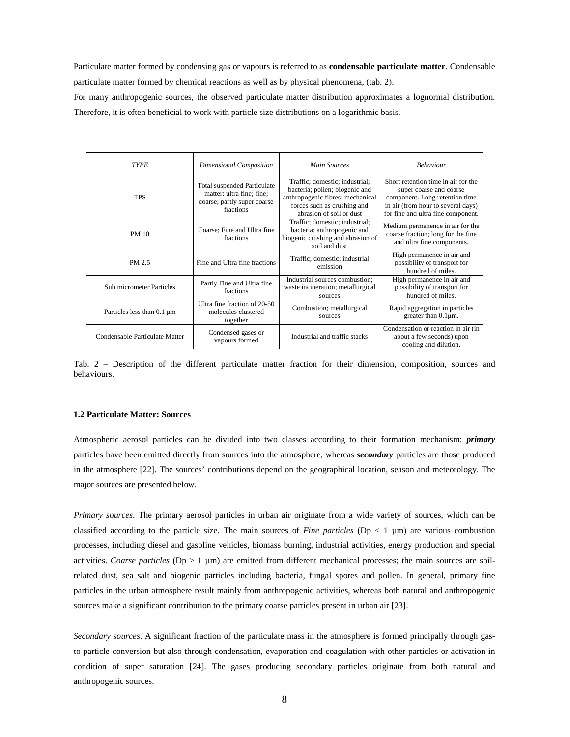Particulate matter formed by condensing gas or vapours is referred to as **condensable particulate matter**. Condensable particulate matter formed by chemical reactions as well as by physical phenomena, (tab. 2).

For many anthropogenic sources, the observed particulate matter distribution approximates a lognormal distribution. Therefore, it is often beneficial to work with particle size distributions on a logarithmic basis.

| *TYPE* | *Dimensional Composition* | *Main Sources* | *Behaviour* |
|---|---|---|---|
| TPS | Total suspended Particulate matter: ultra fine; fine; coarse; partly super coarse fractions | Traffic; domestic; industrial; bacteria; pollen; biogenic and anthropogenic fibres; mechanical forces such as crushing and abrasion of soil or dust | Short retention time in air for the super coarse and coarse component. Long retention time in air (from hour to several days) for fine and ultra fine component. |
| PM 10 | Coarse; Fine and Ultra fine fractions | Traffic; domestic; industrial; bacteria; anthropogenic and biogenic crushing and abrasion of soil and dust | Medium permanence in air for the coarse fraction; long for the fine and ultra fine components. |
| PM 2.5 | Fine and Ultra fine fractions | Traffic; domestic; industrial emission | High permanence in air and possibility of transport for hundred of miles. |
| Sub micrometer Particles | Partly Fine and Ultra fine fractions | Industrial sources combustion; waste incineration; metallurgical sources | High permanence in air and possibility of transport for hundred of miles. |
| Particles less than 0.1 µm | Ultra fine fraction of 20-50 molecules clustered together | Combustion; metallurgical sources | Rapid aggregation in particles greater than 0.1µm. |
| Condensable Particulate Matter | Condensed gases or vapours formed | Industrial and traffic stacks | Condensation or reaction in air (in about a few seconds) upon cooling and dilution. |

Tab. 2 – Description of the different particulate matter fraction for their dimension, composition, sources and behaviours.

### 1.2 Particulate Matter: Sources

Atmospheric aerosol particles can be divided into two classes according to their formation mechanism: ***primary*** particles have been emitted directly from sources into the atmosphere, whereas ***secondary*** particles are those produced in the atmosphere [22]. The sources' contributions depend on the geographical location, season and meteorology. The major sources are presented below.

*Primary sources*. The primary aerosol particles in urban air originate from a wide variety of sources, which can be classified according to the particle size. The main sources of *Fine particles* ($D_p < 1$ µm) are various combustion processes, including diesel and gasoline vehicles, biomass burning, industrial activities, energy production and special activities. *Coarse particles* ($D_p > 1$ µm) are emitted from different mechanical processes; the main sources are soil-related dust, sea salt and biogenic particles including bacteria, fungal spores and pollen. In general, primary fine particles in the urban atmosphere result mainly from anthropogenic activities, whereas both natural and anthropogenic sources make a significant contribution to the primary coarse particles present in urban air [23].

*Secondary sources*. A significant fraction of the particulate mass in the atmosphere is formed principally through gas-to-particle conversion but also through condensation, evaporation and coagulation with other particles or activation in condition of super saturation [24]. The gases producing secondary particles originate from both natural and anthropogenic sources.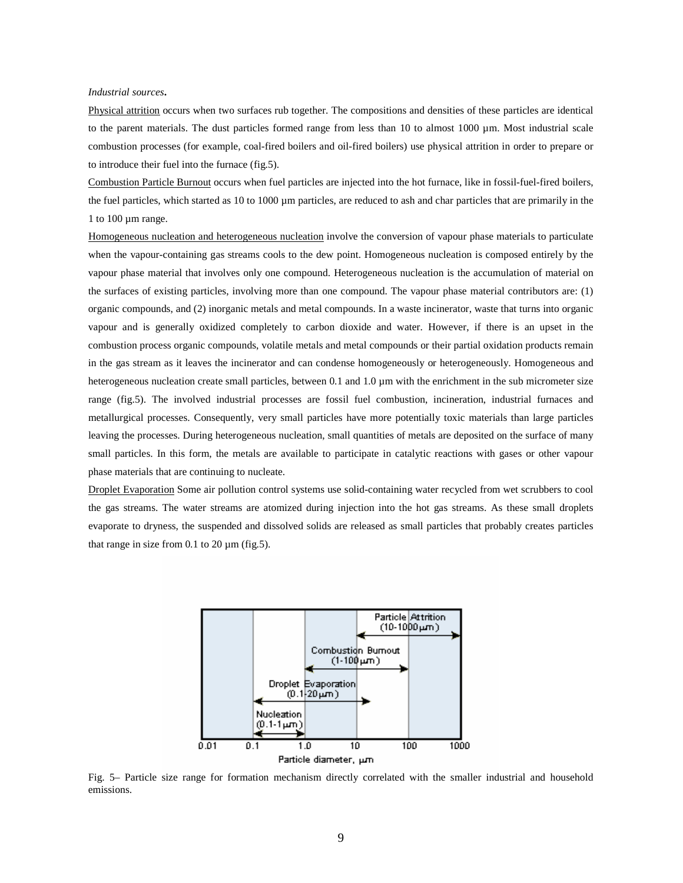*Industrial sources***.**

Physical attrition occurs when two surfaces rub together. The compositions and densities of these particles are identical to the parent materials. The dust particles formed range from less than 10 to almost 1000 µm. Most industrial scale combustion processes (for example, coal-fired boilers and oil-fired boilers) use physical attrition in order to prepare or to introduce their fuel into the furnace (fig.5).

Combustion Particle Burnout occurs when fuel particles are injected into the hot furnace, like in fossil-fuel-fired boilers, the fuel particles, which started as 10 to 1000 µm particles, are reduced to ash and char particles that are primarily in the 1 to 100 µm range.

Homogeneous nucleation and heterogeneous nucleation involve the conversion of vapour phase materials to particulate when the vapour-containing gas streams cools to the dew point. Homogeneous nucleation is composed entirely by the vapour phase material that involves only one compound. Heterogeneous nucleation is the accumulation of material on the surfaces of existing particles, involving more than one compound. The vapour phase material contributors are: (1) organic compounds, and (2) inorganic metals and metal compounds. In a waste incinerator, waste that turns into organic vapour and is generally oxidized completely to carbon dioxide and water. However, if there is an upset in the combustion process organic compounds, volatile metals and metal compounds or their partial oxidation products remain in the gas stream as it leaves the incinerator and can condense homogeneously or heterogeneously. Homogeneous and heterogeneous nucleation create small particles, between 0.1 and 1.0 µm with the enrichment in the sub micrometer size range (fig.5). The involved industrial processes are fossil fuel combustion, incineration, industrial furnaces and metallurgical processes. Consequently, very small particles have more potentially toxic materials than large particles leaving the processes. During heterogeneous nucleation, small quantities of metals are deposited on the surface of many small particles. In this form, the metals are available to participate in catalytic reactions with gases or other vapour phase materials that are continuing to nucleate.

Droplet Evaporation Some air pollution control systems use solid-containing water recycled from wet scrubbers to cool the gas streams. The water streams are atomized during injection into the hot gas streams. As these small droplets evaporate to dryness, the suspended and dissolved solids are released as small particles that probably creates particles that range in size from 0.1 to 20 µm (fig.5).

Fig. 5– Particle size range for formation mechanism directly correlated with the smaller industrial and household emissions.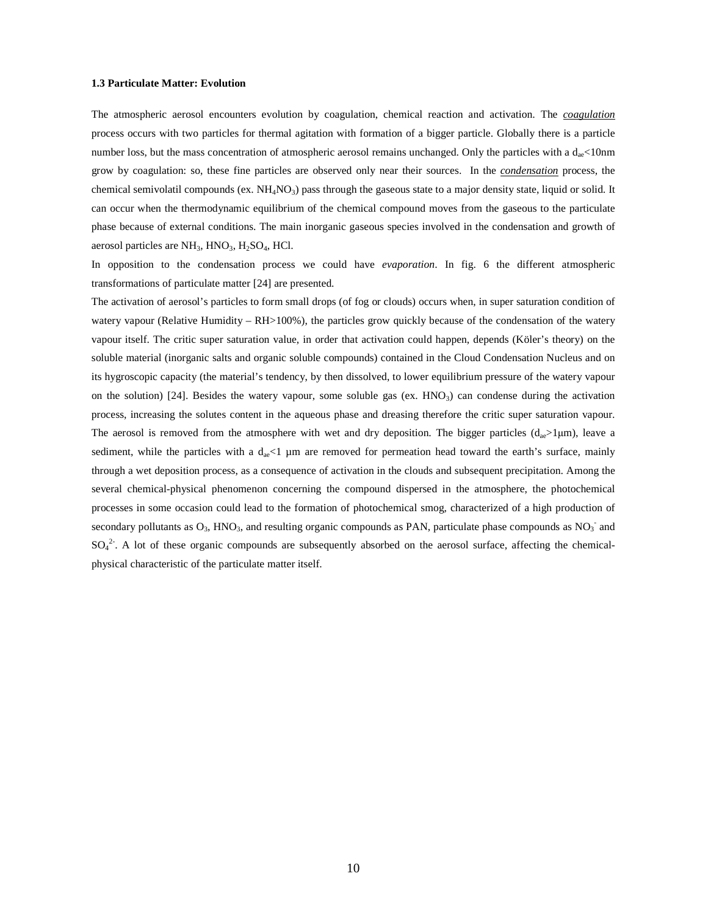#### 1.3 Particulate Matter: Evolution

The atmospheric aerosol encounters evolution by coagulation, chemical reaction and activation. The ***coagulation*** process occurs with two particles for thermal agitation with formation of a bigger particle. Globally there is a particle number loss, but the mass concentration of atmospheric aerosol remains unchanged. Only the particles with a $d_{ae}$<10nm grow by coagulation: so, these fine particles are observed only near their sources. In the ***condensation*** process, the chemical semivolatil compounds (ex. $NH_4NO_3$) pass through the gaseous state to a major density state, liquid or solid. It can occur when the thermodynamic equilibrium of the chemical compound moves from the gaseous to the particulate phase because of external conditions. The main inorganic gaseous species involved in the condensation and growth of aerosol particles are $NH_3$, $HNO_3$, $H_2SO_4$, HCl.

In opposition to the condensation process we could have *evaporation*. In fig. 6 the different atmospheric transformations of particulate matter [24] are presented.

The activation of aerosol's particles to form small drops (of fog or clouds) occurs when, in super saturation condition of watery vapour (Relative Humidity – RH>100%), the particles grow quickly because of the condensation of the watery vapour itself. The critic super saturation value, in order that activation could happen, depends (Köler's theory) on the soluble material (inorganic salts and organic soluble compounds) contained in the Cloud Condensation Nucleus and on its hygroscopic capacity (the material's tendency, by then dissolved, to lower equilibrium pressure of the watery vapour on the solution) [24]. Besides the watery vapour, some soluble gas (ex. $HNO_3$) can condense during the activation process, increasing the solutes content in the aqueous phase and dreasing therefore the critic super saturation vapour. The aerosol is removed from the atmosphere with wet and dry deposition. The bigger particles ($d_{ae}$>1μm), leave a sediment, while the particles with a $d_{ae}$<1 μm are removed for permeation head toward the earth's surface, mainly through a wet deposition process, as a consequence of activation in the clouds and subsequent precipitation. Among the several chemical-physical phenomenon concerning the compound dispersed in the atmosphere, the photochemical processes in some occasion could lead to the formation of photochemical smog, characterized of a high production of secondary pollutants as $O_3$, $HNO_3$, and resulting organic compounds as PAN, particulate phase compounds as $NO_3^-$ and $SO_4^{2-}$. A lot of these organic compounds are subsequently absorbed on the aerosol surface, affecting the chemical-physical characteristic of the particulate matter itself.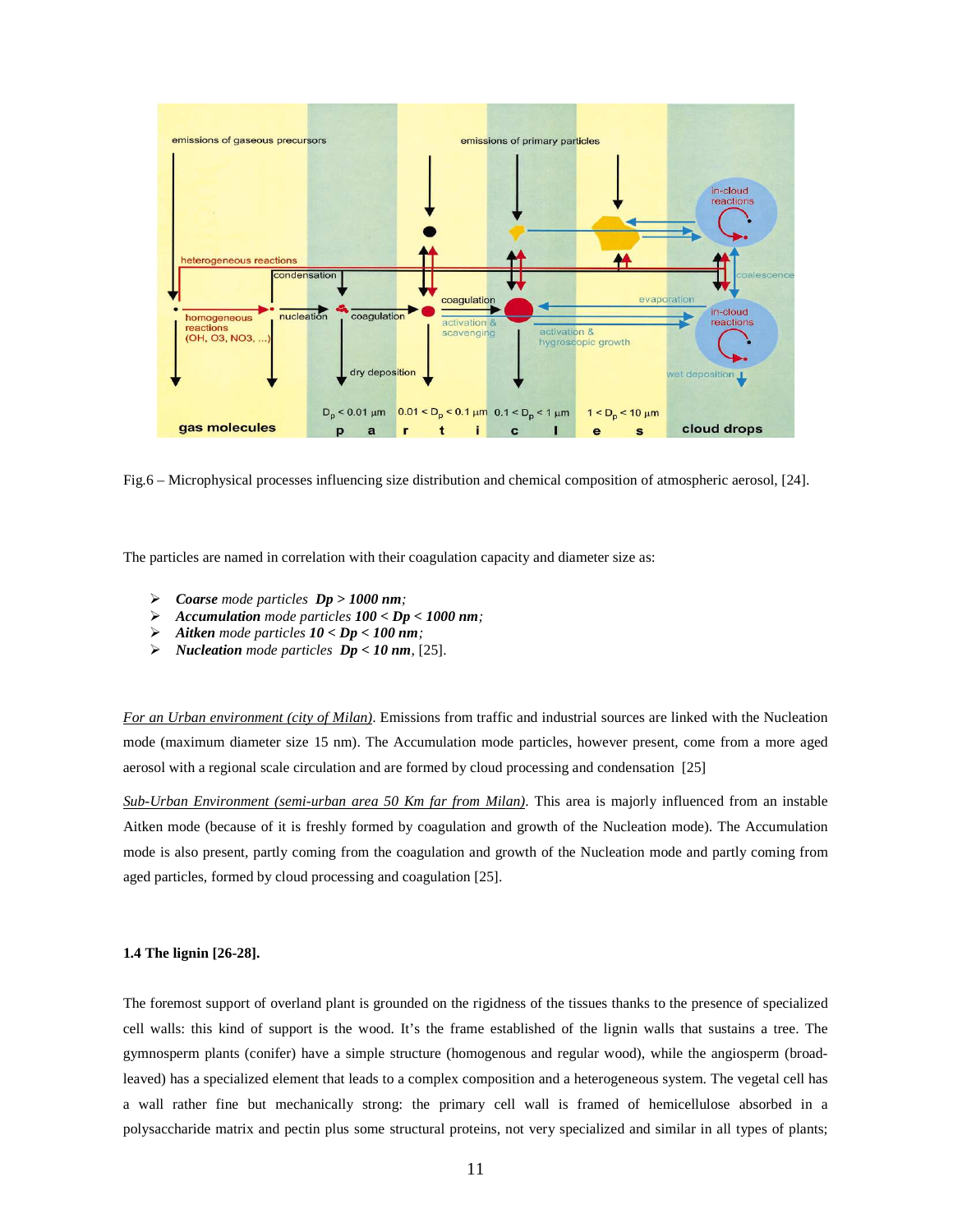Fig.6 – Microphysical processes influencing size distribution and chemical composition of atmospheric aerosol, [24].

The particles are named in correlation with their coagulation capacity and diameter size as:

- ***Coarse*** *mode particles* ***Dp > 1000 nm****;*
- ***Accumulation*** *mode particles* ***100 < Dp < 1000 nm****;*
- ***Aitken*** *mode particles* ***10 < Dp < 100 nm****;*
- ***Nucleation*** *mode particles* ***Dp < 10 nm***, [25].

*For an Urban environment (city of Milan)*. Emissions from traffic and industrial sources are linked with the Nucleation mode (maximum diameter size 15 nm). The Accumulation mode particles, however present, come from a more aged aerosol with a regional scale circulation and are formed by cloud processing and condensation [25]

*Sub-Urban Environment (semi-urban area 50 Km far from Milan)*. This area is majorly influenced from an instable Aitken mode (because of it is freshly formed by coagulation and growth of the Nucleation mode). The Accumulation mode is also present, partly coming from the coagulation and growth of the Nucleation mode and partly coming from aged particles, formed by cloud processing and coagulation [25].

### 1.4 The lignin [26-28].

The foremost support of overland plant is grounded on the rigidness of the tissues thanks to the presence of specialized cell walls: this kind of support is the wood. It's the frame established of the lignin walls that sustains a tree. The gymnosperm plants (conifer) have a simple structure (homogenous and regular wood), while the angiosperm (broad-leaved) has a specialized element that leads to a complex composition and a heterogeneous system. The vegetal cell has a wall rather fine but mechanically strong: the primary cell wall is framed of hemicellulose absorbed in a polysaccharide matrix and pectin plus some structural proteins, not very specialized and similar in all types of plants;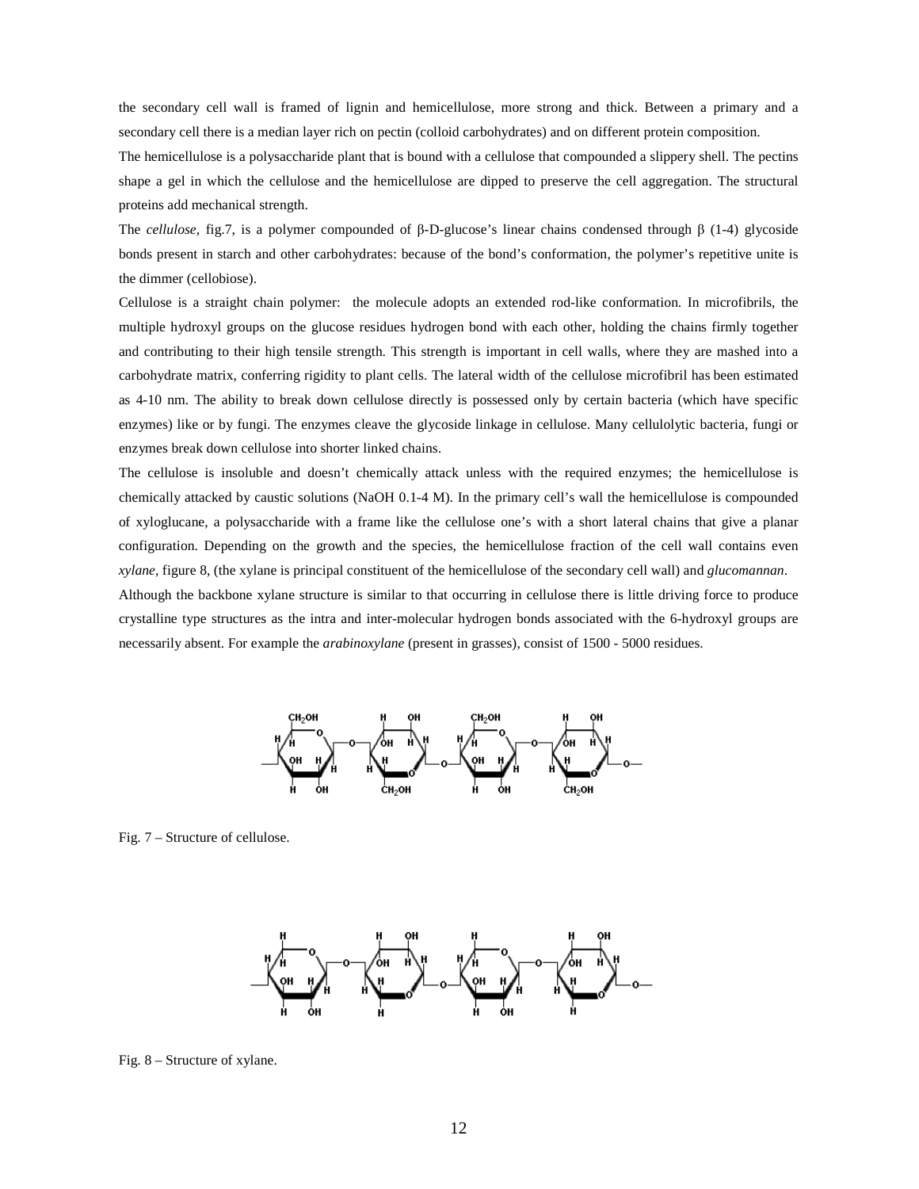the secondary cell wall is framed of lignin and hemicellulose, more strong and thick. Between a primary and a secondary cell there is a median layer rich on pectin (colloid carbohydrates) and on different protein composition.

The hemicellulose is a polysaccharide plant that is bound with a cellulose that compounded a slippery shell. The pectins shape a gel in which the cellulose and the hemicellulose are dipped to preserve the cell aggregation. The structural proteins add mechanical strength.

The *cellulose*, fig.7, is a polymer compounded of β-D-glucose's linear chains condensed through β (1-4) glycoside bonds present in starch and other carbohydrates: because of the bond's conformation, the polymer's repetitive unite is the dimmer (cellobiose).

Cellulose is a straight chain polymer: the molecule adopts an extended rod-like conformation. In microfibrils, the multiple hydroxyl groups on the glucose residues hydrogen bond with each other, holding the chains firmly together and contributing to their high tensile strength. This strength is important in cell walls, where they are mashed into a carbohydrate matrix, conferring rigidity to plant cells. The lateral width of the cellulose microfibril has been estimated as 4-10 nm. The ability to break down cellulose directly is possessed only by certain bacteria (which have specific enzymes) like or by fungi. The enzymes cleave the glycoside linkage in cellulose. Many cellulolytic bacteria, fungi or enzymes break down cellulose into shorter linked chains.

The cellulose is insoluble and doesn't chemically attack unless with the required enzymes; the hemicellulose is chemically attacked by caustic solutions (NaOH 0.1-4 M). In the primary cell's wall the hemicellulose is compounded of xyloglucane, a polysaccharide with a frame like the cellulose one's with a short lateral chains that give a planar configuration. Depending on the growth and the species, the hemicellulose fraction of the cell wall contains even *xylane*, figure 8, (the xylane is principal constituent of the hemicellulose of the secondary cell wall) and *glucomannan*.

Although the backbone xylane structure is similar to that occurring in cellulose there is little driving force to produce crystalline type structures as the intra and inter-molecular hydrogen bonds associated with the 6-hydroxyl groups are necessarily absent. For example the *arabinoxylane* (present in grasses), consist of 1500 - 5000 residues.

Fig. 7 – Structure of cellulose.

Fig. 8 – Structure of xylane.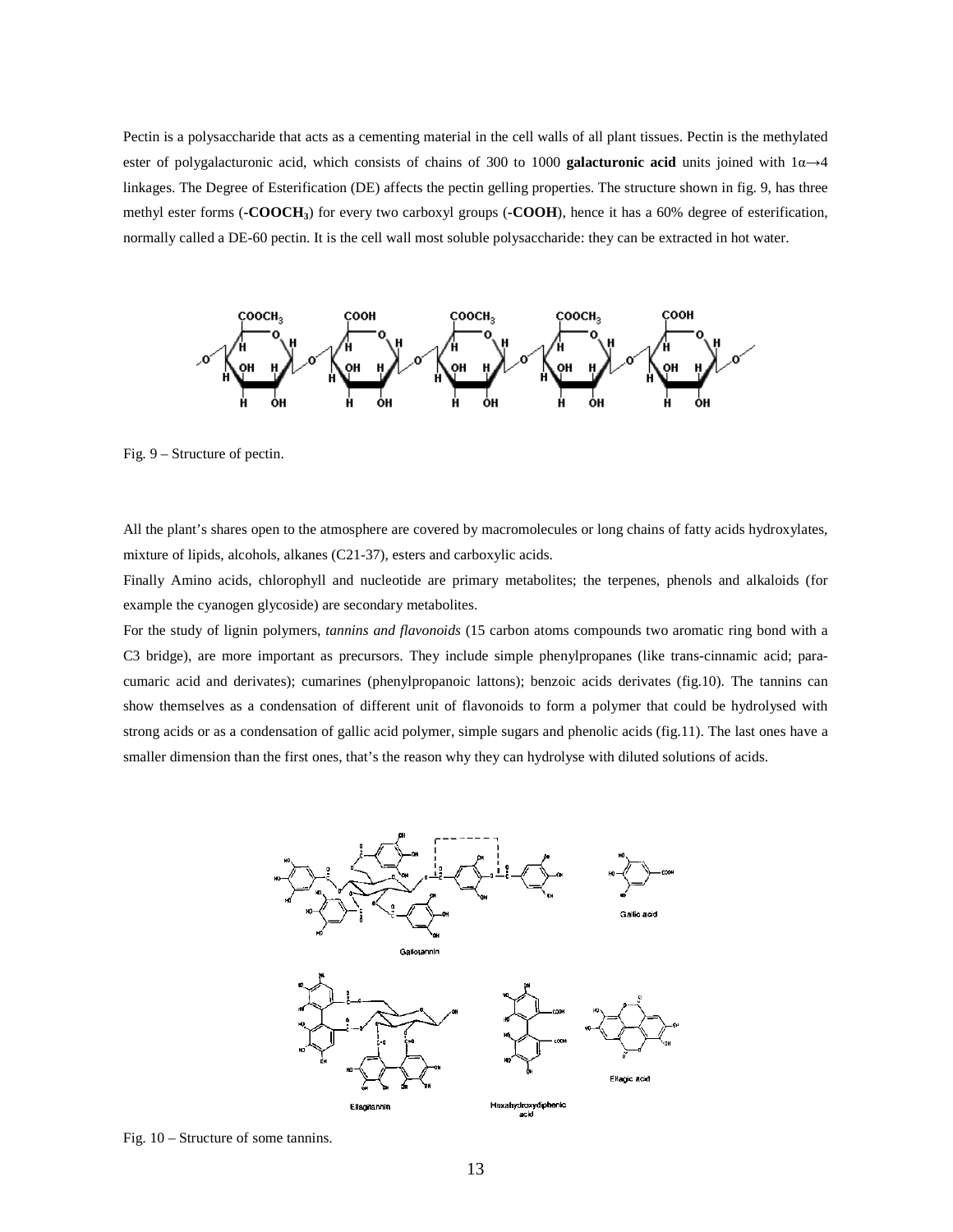Pectin is a polysaccharide that acts as a cementing material in the cell walls of all plant tissues. Pectin is the methylated ester of polygalacturonic acid, which consists of chains of 300 to 1000 **galacturonic acid** units joined with $1\alpha\rightarrow4$ linkages. The Degree of Esterification (DE) affects the pectin gelling properties. The structure shown in fig. 9, has three methyl ester forms (**-$COOCH_3$**) for every two carboxyl groups (**-COOH**), hence it has a 60% degree of esterification, normally called a DE-60 pectin. It is the cell wall most soluble polysaccharide: they can be extracted in hot water.

Fig. 9 – Structure of pectin.

All the plant's shares open to the atmosphere are covered by macromolecules or long chains of fatty acids hydroxylates, mixture of lipids, alcohols, alkanes (C21-37), esters and carboxylic acids.

Finally Amino acids, chlorophyll and nucleotide are primary metabolites; the terpenes, phenols and alkaloids (for example the cyanogen glycoside) are secondary metabolites.

For the study of lignin polymers, *tannins and flavonoids* (15 carbon atoms compounds two aromatic ring bond with a C3 bridge), are more important as precursors. They include simple phenylpropanes (like trans-cinnamic acid; para-cumaric acid and derivates); cumarines (phenylpropanoic lattons); benzoic acids derivates (fig.10). The tannins can show themselves as a condensation of different unit of flavonoids to form a polymer that could be hydrolysed with strong acids or as a condensation of gallic acid polymer, simple sugars and phenolic acids (fig.11). The last ones have a smaller dimension than the first ones, that's the reason why they can hydrolyse with diluted solutions of acids.

Fig. 10 – Structure of some tannins.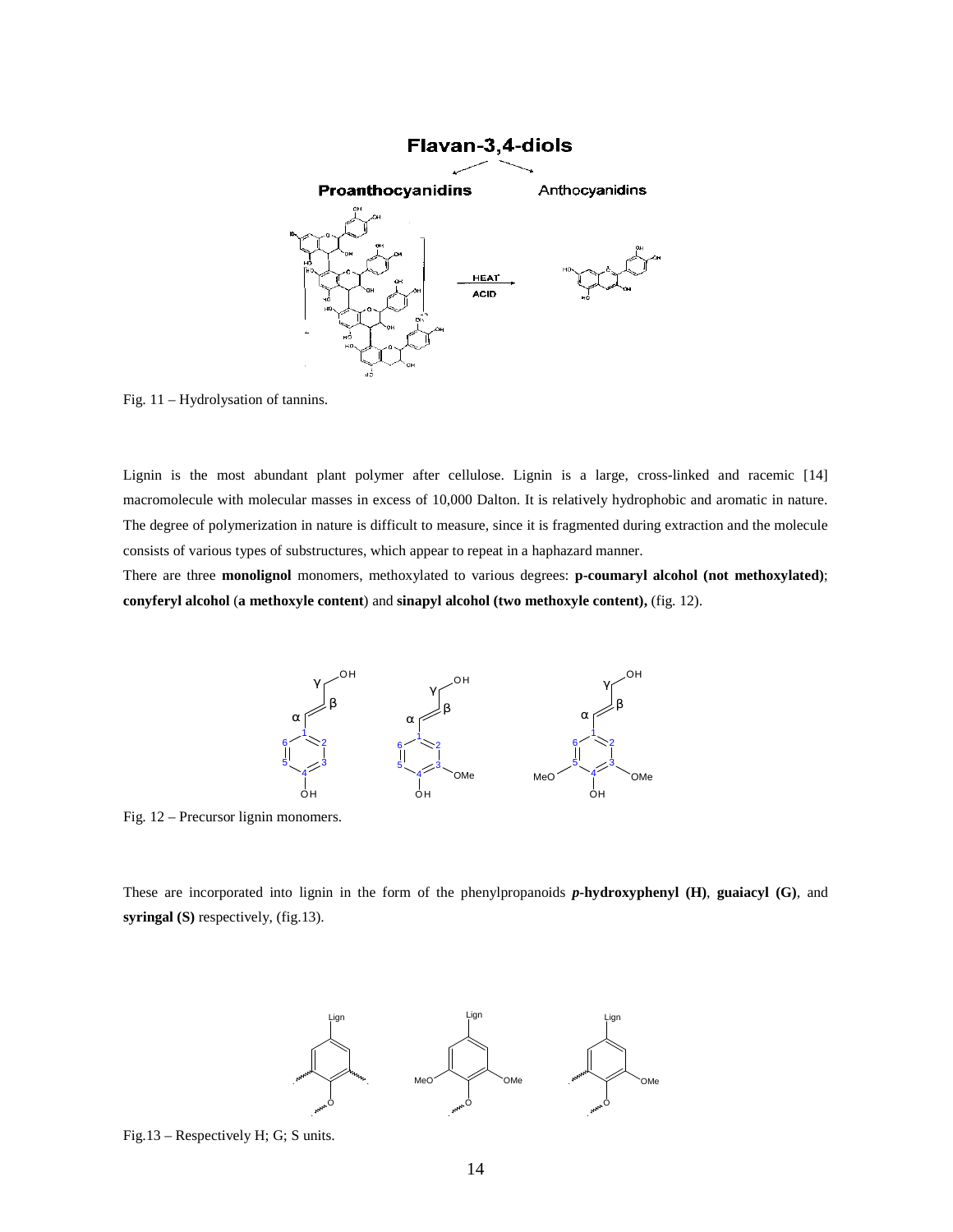Fig. 11 – Hydrolysation of tannins.

Lignin is the most abundant plant polymer after cellulose. Lignin is a large, cross-linked and racemic [14] macromolecule with molecular masses in excess of 10,000 Dalton. It is relatively hydrophobic and aromatic in nature. The degree of polymerization in nature is difficult to measure, since it is fragmented during extraction and the molecule consists of various types of substructures, which appear to repeat in a haphazard manner.

There are three **monolignol** monomers, methoxylated to various degrees: **p-coumaryl alcohol (not methoxylated)**; **conyferyl alcohol** (**a methoxyle content**) and **sinapyl alcohol (two methoxyle content),** (fig. 12).

Fig. 12 – Precursor lignin monomers.

These are incorporated into lignin in the form of the phenylpropanoids ***p*-hydroxyphenyl (H)**, **guaiacyl (G)**, and **syringal (S)** respectively, (fig.13).

Fig.13 – Respectively H; G; S units.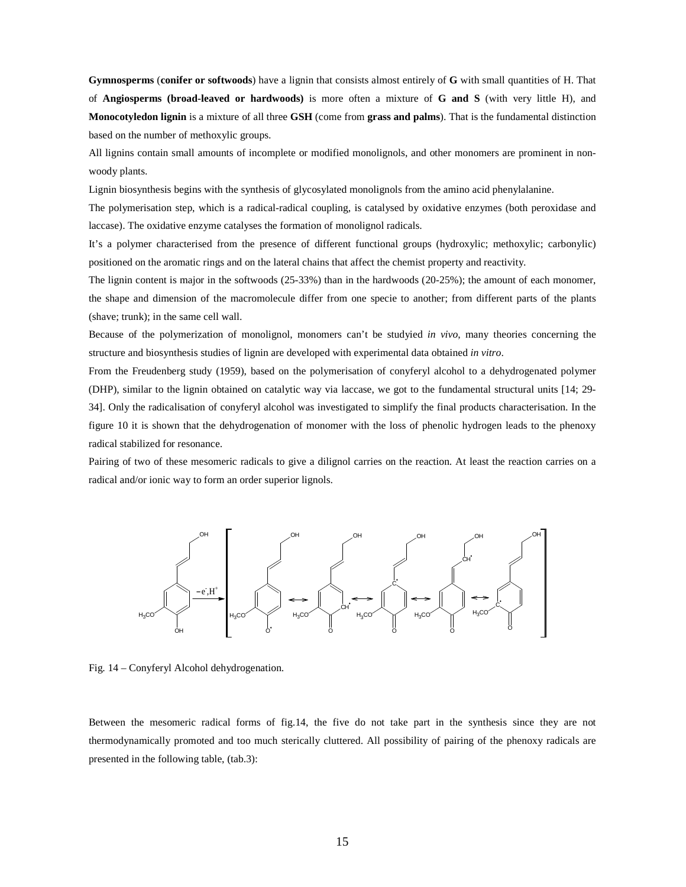**Gymnosperms** (**conifer or softwoods**) have a lignin that consists almost entirely of **G** with small quantities of H. That of **Angiosperms (broad-leaved or hardwoods)** is more often a mixture of **G and S** (with very little H), and **Monocotyledon lignin** is a mixture of all three **GSH** (come from **grass and palms**). That is the fundamental distinction based on the number of methoxylic groups.

All lignins contain small amounts of incomplete or modified monolignols, and other monomers are prominent in non-woody plants.

Lignin biosynthesis begins with the synthesis of glycosylated monolignols from the amino acid phenylalanine.

The polymerisation step, which is a radical-radical coupling, is catalysed by oxidative enzymes (both peroxidase and laccase). The oxidative enzyme catalyses the formation of monolignol radicals.

It's a polymer characterised from the presence of different functional groups (hydroxylic; methoxylic; carbonylic) positioned on the aromatic rings and on the lateral chains that affect the chemist property and reactivity.

The lignin content is major in the softwoods (25-33%) than in the hardwoods (20-25%); the amount of each monomer, the shape and dimension of the macromolecule differ from one specie to another; from different parts of the plants (shave; trunk); in the same cell wall.

Because of the polymerization of monolignol, monomers can't be studyied *in vivo*, many theories concerning the structure and biosynthesis studies of lignin are developed with experimental data obtained *in vitro*.

From the Freudenberg study (1959), based on the polymerisation of conyferyl alcohol to a dehydrogenated polymer (DHP), similar to the lignin obtained on catalytic way via laccase, we got to the fundamental structural units [14; 29-34]. Only the radicalisation of conyferyl alcohol was investigated to simplify the final products characterisation. In the figure 10 it is shown that the dehydrogenation of monomer with the loss of phenolic hydrogen leads to the phenoxy radical stabilized for resonance.

Pairing of two of these mesomeric radicals to give a dilignol carries on the reaction. At least the reaction carries on a radical and/or ionic way to form an order superior lignols.

Fig. 14 – Conyferyl Alcohol dehydrogenation.

Between the mesomeric radical forms of fig.14, the five do not take part in the synthesis since they are not thermodynamically promoted and too much sterically cluttered. All possibility of pairing of the phenoxy radicals are presented in the following table, (tab.3):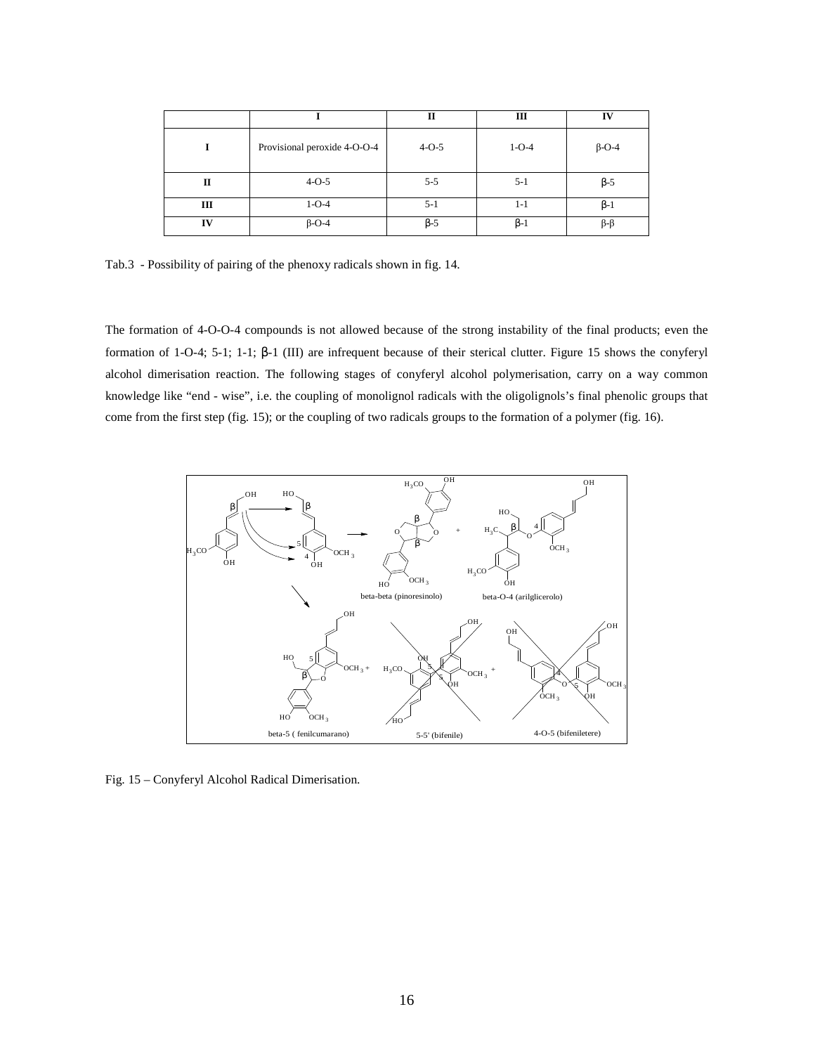| | I | II | III | IV |
|---|---|---|---|---|
| I | Provisional peroxide 4-O-O-4 | 4-O-5 | 1-O-4 | β-O-4 |
| II | 4-O-5 | 5-5 | 5-1 | β-5 |
| III | 1-O-4 | 5-1 | 1-1 | β-1 |
| IV | β-O-4 | β-5 | β-1 | β-β |

Tab.3 - Possibility of pairing of the phenoxy radicals shown in fig. 14.

The formation of 4-O-O-4 compounds is not allowed because of the strong instability of the final products; even the formation of 1-O-4; 5-1; 1-1; β-1 (III) are infrequent because of their sterical clutter. Figure 15 shows the conyferyl alcohol dimerisation reaction. The following stages of conyferyl alcohol polymerisation, carry on a way common knowledge like "end - wise", i.e. the coupling of monolignol radicals with the oligolignols's final phenolic groups that come from the first step (fig. 15); or the coupling of two radicals groups to the formation of a polymer (fig. 16).

Fig. 15 – Conyferyl Alcohol Radical Dimerisation.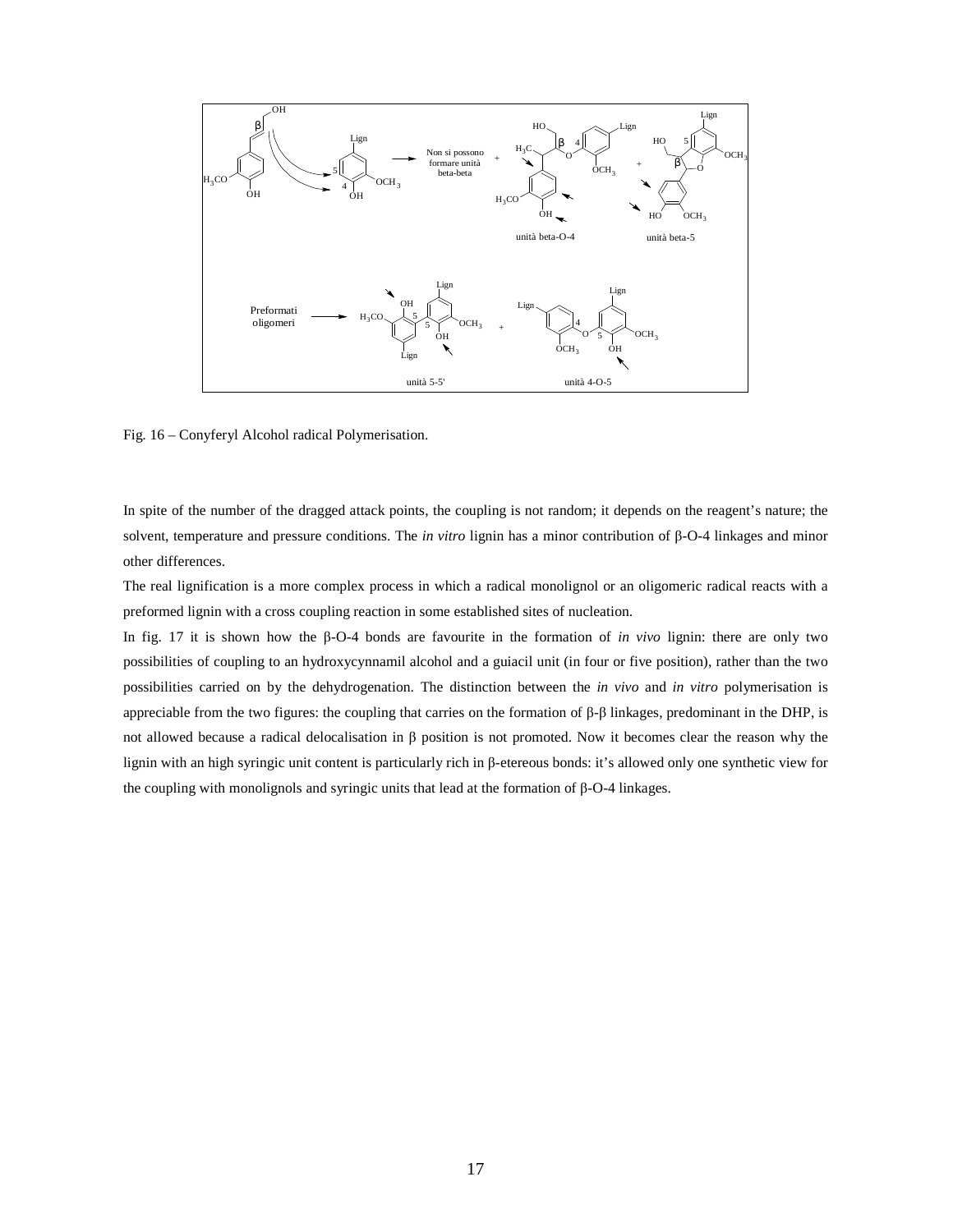Fig. 16 – Conyferyl Alcohol radical Polymerisation.

In spite of the number of the dragged attack points, the coupling is not random; it depends on the reagent's nature; the solvent, temperature and pressure conditions. The *in vitro* lignin has a minor contribution of β-O-4 linkages and minor other differences.

The real lignification is a more complex process in which a radical monolignol or an oligomeric radical reacts with a preformed lignin with a cross coupling reaction in some established sites of nucleation.

In fig. 17 it is shown how the β-O-4 bonds are favourite in the formation of *in vivo* lignin: there are only two possibilities of coupling to an hydroxycynnamil alcohol and a guiacil unit (in four or five position), rather than the two possibilities carried on by the dehydrogenation. The distinction between the *in vivo* and *in vitro* polymerisation is appreciable from the two figures: the coupling that carries on the formation of β-β linkages, predominant in the DHP, is not allowed because a radical delocalisation in β position is not promoted. Now it becomes clear the reason why the lignin with an high syringic unit content is particularly rich in β-etereous bonds: it's allowed only one synthetic view for the coupling with monolignols and syringic units that lead at the formation of β-O-4 linkages.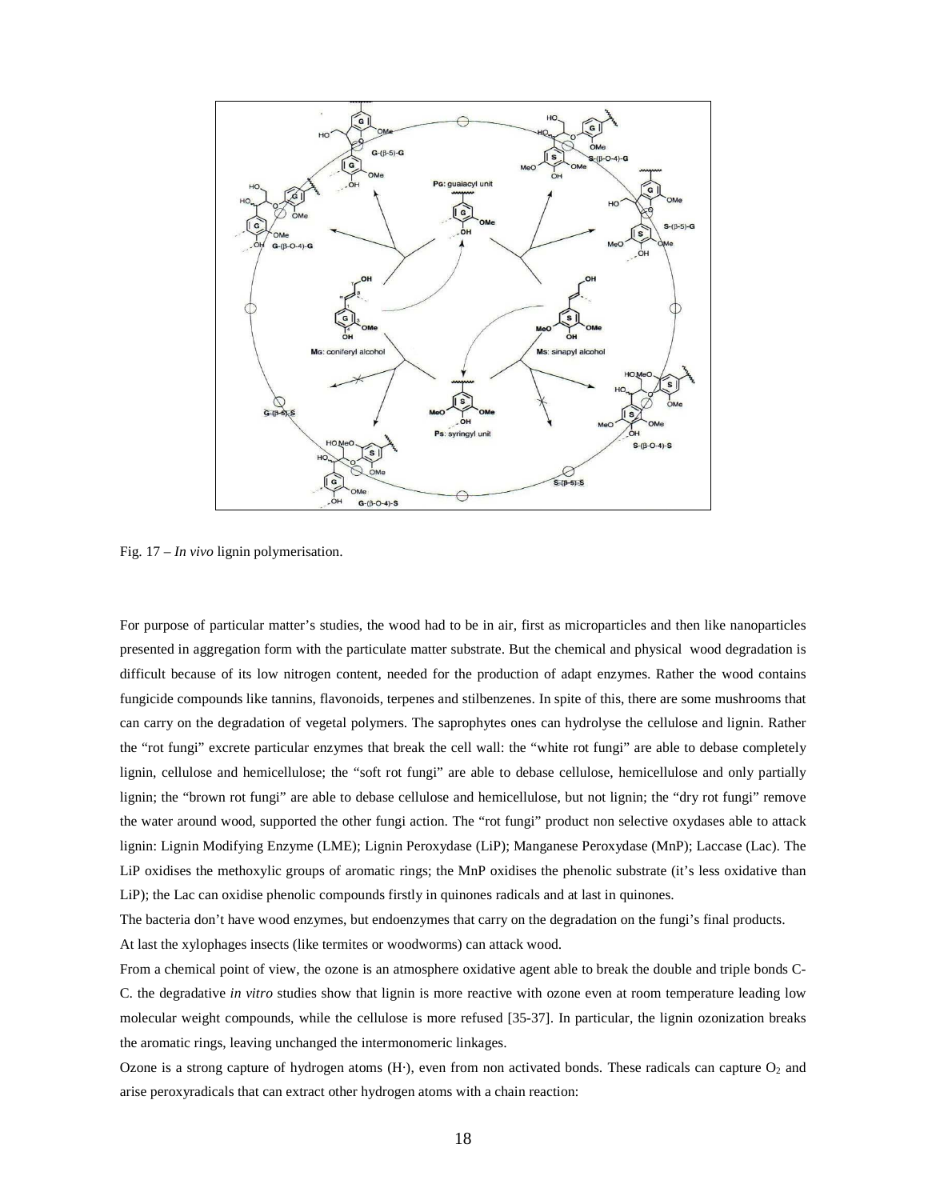Fig. 17 – *In vivo* lignin polymerisation.

For purpose of particular matter's studies, the wood had to be in air, first as microparticles and then like nanoparticles presented in aggregation form with the particulate matter substrate. But the chemical and physical wood degradation is difficult because of its low nitrogen content, needed for the production of adapt enzymes. Rather the wood contains fungicide compounds like tannins, flavonoids, terpenes and stilbenzenes. In spite of this, there are some mushrooms that can carry on the degradation of vegetal polymers. The saprophytes ones can hydrolyse the cellulose and lignin. Rather the "rot fungi" excrete particular enzymes that break the cell wall: the "white rot fungi" are able to debase completely lignin, cellulose and hemicellulose; the "soft rot fungi" are able to debase cellulose, hemicellulose and only partially lignin; the "brown rot fungi" are able to debase cellulose and hemicellulose, but not lignin; the "dry rot fungi" remove the water around wood, supported the other fungi action. The "rot fungi" product non selective oxydases able to attack lignin: Lignin Modifying Enzyme (LME); Lignin Peroxydase (LiP); Manganese Peroxydase (MnP); Laccase (Lac). The LiP oxidises the methoxylic groups of aromatic rings; the MnP oxidises the phenolic substrate (it's less oxidative than LiP); the Lac can oxidise phenolic compounds firstly in quinones radicals and at last in quinones.

The bacteria don't have wood enzymes, but endoenzymes that carry on the degradation on the fungi's final products.

At last the xylophages insects (like termites or woodworms) can attack wood.

From a chemical point of view, the ozone is an atmosphere oxidative agent able to break the double and triple bonds C-C. the degradative *in vitro* studies show that lignin is more reactive with ozone even at room temperature leading low molecular weight compounds, while the cellulose is more refused [35-37]. In particular, the lignin ozonization breaks the aromatic rings, leaving unchanged the intermonomeric linkages.

Ozone is a strong capture of hydrogen atoms (H·), even from non activated bonds. These radicals can capture $O_2$ and arise peroxyradicals that can extract other hydrogen atoms with a chain reaction: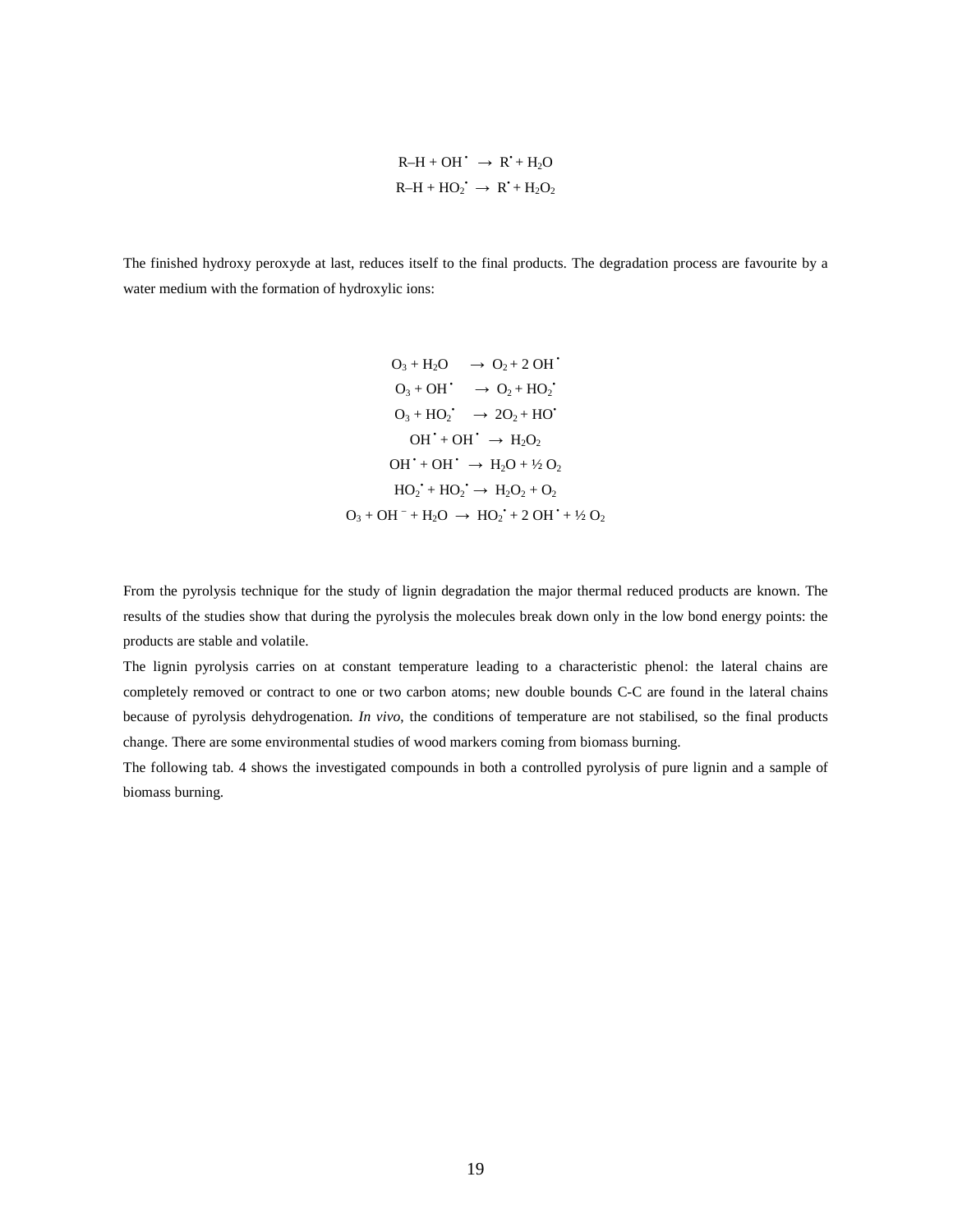$$R\text{–}H + OH^{\bullet} \rightarrow R^{\bullet} + H_2O$$
$$R\text{–}H + HO_2^{\bullet} \rightarrow R^{\bullet} + H_2O_2$$

The finished hydroxy peroxyde at last, reduces itself to the final products. The degradation process are favourite by a water medium with the formation of hydroxylic ions:

$$O_3 + H_2O \rightarrow O_2 + 2\,OH^{\bullet}$$
$$O_3 + OH^{\bullet} \rightarrow O_2 + HO_2^{\bullet}$$
$$O_3 + HO_2^{\bullet} \rightarrow 2O_2 + HO^{\bullet}$$
$$OH^{\bullet} + OH^{\bullet} \rightarrow H_2O_2$$
$$OH^{\bullet} + OH^{\bullet} \rightarrow H_2O + \tfrac{1}{2}\,O_2$$
$$HO_2^{\bullet} + HO_2^{\bullet} \rightarrow H_2O_2 + O_2$$
$$O_3 + OH^{-} + H_2O \rightarrow HO_2^{\bullet} + 2\,OH^{\bullet} + \tfrac{1}{2}\,O_2$$

From the pyrolysis technique for the study of lignin degradation the major thermal reduced products are known. The results of the studies show that during the pyrolysis the molecules break down only in the low bond energy points: the products are stable and volatile.

The lignin pyrolysis carries on at constant temperature leading to a characteristic phenol: the lateral chains are completely removed or contract to one or two carbon atoms; new double bounds C-C are found in the lateral chains because of pyrolysis dehydrogenation. *In vivo*, the conditions of temperature are not stabilised, so the final products change. There are some environmental studies of wood markers coming from biomass burning.

The following tab. 4 shows the investigated compounds in both a controlled pyrolysis of pure lignin and a sample of biomass burning.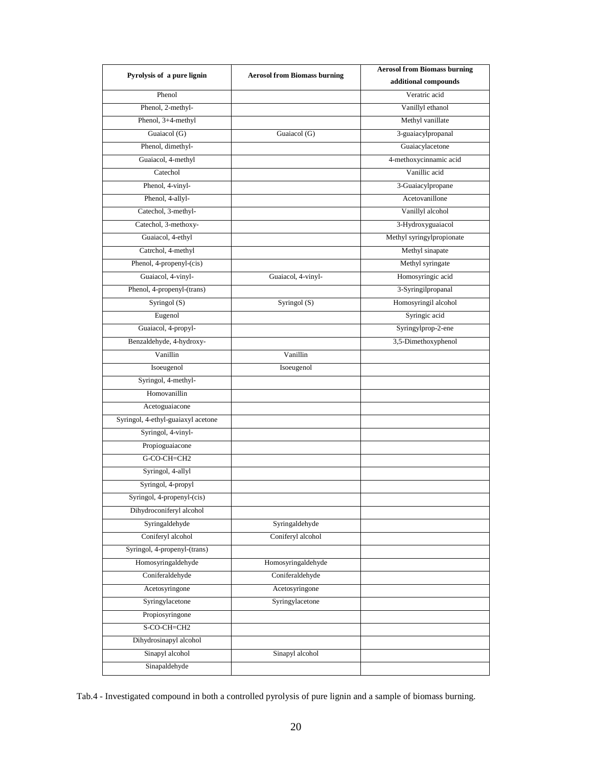| Pyrolysis of a pure lignin | Aerosol from Biomass burning | Aerosol from Biomass burning additional compounds |
|---|---|---|
| Phenol | | Veratric acid |
| Phenol, 2-methyl- | | Vanillyl ethanol |
| Phenol, 3+4-methyl | | Methyl vanillate |
| Guaiacol (G) | Guaiacol (G) | 3-guaiacylpropanal |
| Phenol, dimethyl- | | Guaiacylacetone |
| Guaiacol, 4-methyl | | 4-methoxycinnamic acid |
| Catechol | | Vanillic acid |
| Phenol, 4-vinyl- | | 3-Guaiacylpropane |
| Phenol, 4-allyl- | | Acetovanillone |
| Catechol, 3-methyl- | | Vanillyl alcohol |
| Catechol, 3-methoxy- | | 3-Hydroxyguaiacol |
| Guaiacol, 4-ethyl | | Methyl syringylpropionate |
| Catrchol, 4-methyl | | Methyl sinapate |
| Phenol, 4-propenyl-(cis) | | Methyl syringate |
| Guaiacol, 4-vinyl- | Guaiacol, 4-vinyl- | Homosyringic acid |
| Phenol, 4-propenyl-(trans) | | 3-Syringilpropanal |
| Syringol (S) | Syringol (S) | Homosyringil alcohol |
| Eugenol | | Syringic acid |
| Guaiacol, 4-propyl- | | Syringylprop-2-ene |
| Benzaldehyde, 4-hydroxy- | | 3,5-Dimethoxyphenol |
| Vanillin | Vanillin | |
| Isoeugenol | Isoeugenol | |
| Syringol, 4-methyl- | | |
| Homovanillin | | |
| Acetoguaiacone | | |
| Syringol, 4-ethyl-guaiaxyl acetone | | |
| Syringol, 4-vinyl- | | |
| Propioguaiacone | | |
| G-CO-CH=CH2 | | |
| Syringol, 4-allyl | | |
| Syringol, 4-propyl | | |
| Syringol, 4-propenyl-(cis) | | |
| Dihydroconiferyl alcohol | | |
| Syringaldehyde | Syringaldehyde | |
| Coniferyl alcohol | Coniferyl alcohol | |
| Syringol, 4-propenyl-(trans) | | |
| Homosyringaldehyde | Homosyringaldehyde | |
| Coniferaldehyde | Coniferaldehyde | |
| Acetosyringone | Acetosyringone | |
| Syringylacetone | Syringylacetone | |
| Propiosyringone | | |
| S-CO-CH=CH2 | | |
| Dihydrosinapyl alcohol | | |
| Sinapyl alcohol | Sinapyl alcohol | |
| Sinapaldehyde | | |

Tab.4 - Investigated compound in both a controlled pyrolysis of pure lignin and a sample of biomass burning.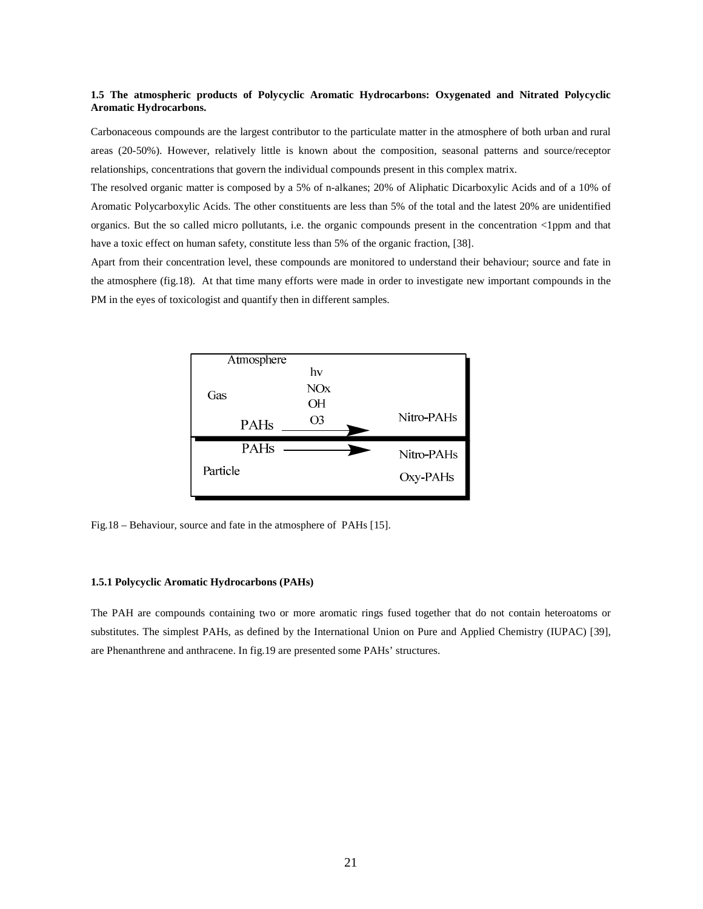**1.5 The atmospheric products of Polycyclic Aromatic Hydrocarbons: Oxygenated and Nitrated Polycyclic Aromatic Hydrocarbons.**

Carbonaceous compounds are the largest contributor to the particulate matter in the atmosphere of both urban and rural areas (20-50%). However, relatively little is known about the composition, seasonal patterns and source/receptor relationships, concentrations that govern the individual compounds present in this complex matrix.

The resolved organic matter is composed by a 5% of n-alkanes; 20% of Aliphatic Dicarboxylic Acids and of a 10% of Aromatic Polycarboxylic Acids. The other constituents are less than 5% of the total and the latest 20% are unidentified organics. But the so called micro pollutants, i.e. the organic compounds present in the concentration <1ppm and that have a toxic effect on human safety, constitute less than 5% of the organic fraction, [38].

Apart from their concentration level, these compounds are monitored to understand their behaviour; source and fate in the atmosphere (fig.18). At that time many efforts were made in order to investigate new important compounds in the PM in the eyes of toxicologist and quantify then in different samples.

Atmosphere

Gas: PAHs → (hv, NOx, OH, O3) → Nitro-PAHs

Particle: PAHs → Nitro-PAHs, Oxy-PAHs

Fig.18 – Behaviour, source and fate in the atmosphere of PAHs [15].

**1.5.1 Polycyclic Aromatic Hydrocarbons (PAHs)**

The PAH are compounds containing two or more aromatic rings fused together that do not contain heteroatoms or substitutes. The simplest PAHs, as defined by the International Union on Pure and Applied Chemistry (IUPAC) [39], are Phenanthrene and anthracene. In fig.19 are presented some PAHs' structures.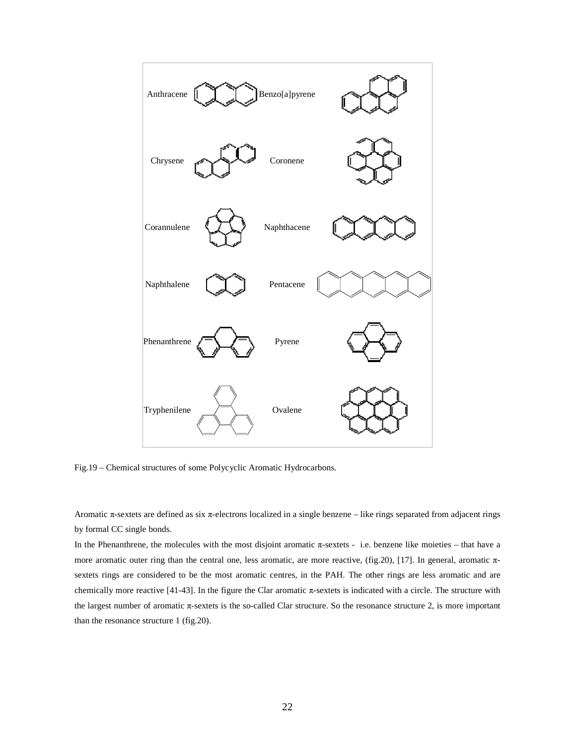Fig.19 – Chemical structures of some Polycyclic Aromatic Hydrocarbons.

Aromatic π-sextets are defined as six π-electrons localized in a single benzene – like rings separated from adjacent rings by formal CC single bonds.

In the Phenanthrene, the molecules with the most disjoint aromatic π-sextets - i.e. benzene like moieties – that have a more aromatic outer ring than the central one, less aromatic, are more reactive, (fig.20), [17]. In general, aromatic π-sextets rings are considered to be the most aromatic centres, in the PAH. The other rings are less aromatic and are chemically more reactive [41-43]. In the figure the Clar aromatic π-sextets is indicated with a circle. The structure with the largest number of aromatic π-sextets is the so-called Clar structure. So the resonance structure 2, is more important than the resonance structure 1 (fig.20).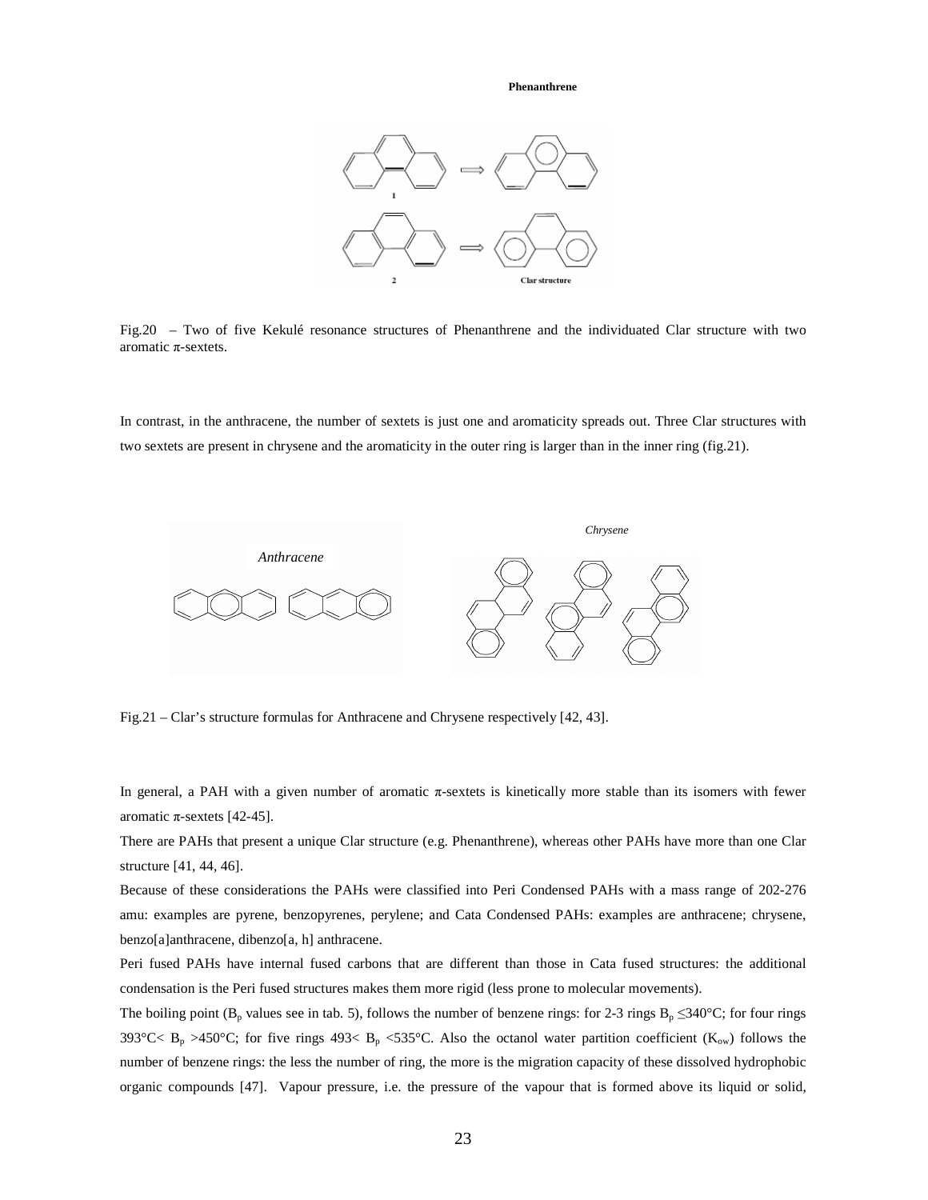Fig.20 – Two of five Kekulé resonance structures of Phenanthrene and the individuated Clar structure with two aromatic π-sextets.

In contrast, in the anthracene, the number of sextets is just one and aromaticity spreads out. Three Clar structures with two sextets are present in chrysene and the aromaticity in the outer ring is larger than in the inner ring (fig.21).

Fig.21 – Clar's structure formulas for Anthracene and Chrysene respectively [42, 43].

In general, a PAH with a given number of aromatic π-sextets is kinetically more stable than its isomers with fewer aromatic π-sextets [42-45].

There are PAHs that present a unique Clar structure (e.g. Phenanthrene), whereas other PAHs have more than one Clar structure [41, 44, 46].

Because of these considerations the PAHs were classified into Peri Condensed PAHs with a mass range of 202-276 amu: examples are pyrene, benzopyrenes, perylene; and Cata Condensed PAHs: examples are anthracene; chrysene, benzo[a]anthracene, dibenzo[a, h] anthracene.

Peri fused PAHs have internal fused carbons that are different than those in Cata fused structures: the additional condensation is the Peri fused structures makes them more rigid (less prone to molecular movements).

The boiling point ($B_p$ values see in tab. 5), follows the number of benzene rings: for 2-3 rings $B_p \leq 340°C$; for four rings $393°C < B_p > 450°C$; for five rings $493 < B_p < 535°C$. Also the octanol water partition coefficient ($K_{ow}$) follows the number of benzene rings: the less the number of ring, the more is the migration capacity of these dissolved hydrophobic organic compounds [47]. Vapour pressure, i.e. the pressure of the vapour that is formed above its liquid or solid,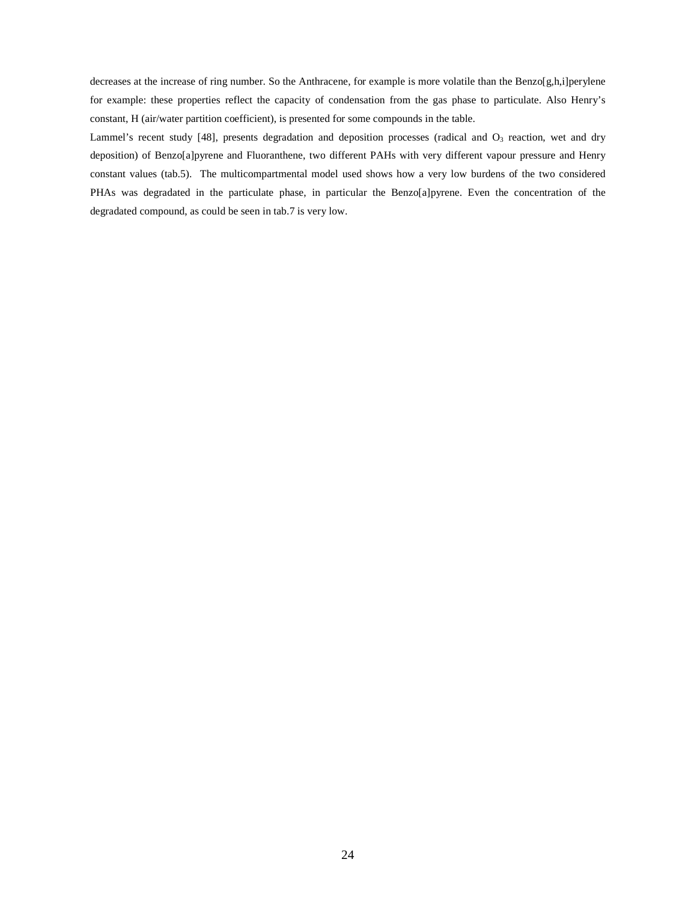decreases at the increase of ring number. So the Anthracene, for example is more volatile than the Benzo[g,h,i]perylene for example: these properties reflect the capacity of condensation from the gas phase to particulate. Also Henry's constant, H (air/water partition coefficient), is presented for some compounds in the table.

Lammel's recent study [48], presents degradation and deposition processes (radical and $O_3$ reaction, wet and dry deposition) of Benzo[a]pyrene and Fluoranthene, two different PAHs with very different vapour pressure and Henry constant values (tab.5). The multicompartmental model used shows how a very low burdens of the two considered PHAs was degradated in the particulate phase, in particular the Benzo[a]pyrene. Even the concentration of the degradated compound, as could be seen in tab.7 is very low.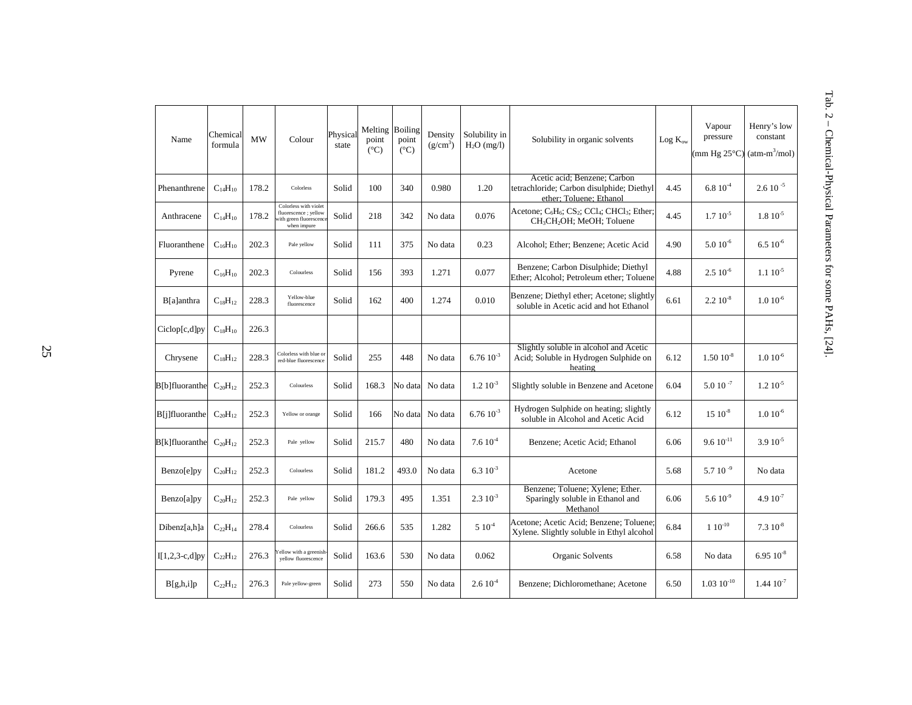Tab. 2 – Chemical-Physical Parameters for some PAHs, [24].

| Name | Chemical formula | MW | Colour | Physical state | Melting point (°C) | Boiling point (°C) | Density ($g/cm^3$) | Solubility in $H_2O$ (mg/l) | Solubility in organic solvents | Log $K_{ow}$ | Vapour pressure (mm Hg 25°C) | Henry's low constant ($atm\text{-}m^3/mol$) |
|---|---|---|---|---|---|---|---|---|---|---|---|---|
| Phenanthrene | $C_{14}H_{10}$ | 178.2 | Colorless | Solid | 100 | 340 | 0.980 | 1.20 | Acetic acid; Benzene; Carbon tetrachloride; Carbon disulphide; Diethyl ether; Toluene; Ethanol | 4.45 | $6.8\ 10^{-4}$ | $2.6\ 10^{-5}$ |
| Anthracene | $C_{14}H_{10}$ | 178.2 | Colorless with violet fluorescence ; yellow with green fluorescence when impure | Solid | 218 | 342 | No data | 0.076 | Acetone; $C_6H_6$; $CS_2$; $CCl_4$; $CHCl_3$; Ether; $CH_3CH_2OH$; MeOH; Toluene | 4.45 | $1.7\ 10^{-5}$ | $1.8\ 10^{-5}$ |
| Fluoranthene | $C_{16}H_{10}$ | 202.3 | Pale yellow | Solid | 111 | 375 | No data | 0.23 | Alcohol; Ether; Benzene; Acetic Acid | 4.90 | $5.0\ 10^{-6}$ | $6.5\ 10^{-6}$ |
| Pyrene | $C_{16}H_{10}$ | 202.3 | Colourless | Solid | 156 | 393 | 1.271 | 0.077 | Benzene; Carbon Disulphide; Diethyl Ether; Alcohol; Petroleum ether; Toluene | 4.88 | $2.5\ 10^{-6}$ | $1.1\ 10^{-5}$ |
| B[a]anthra | $C_{18}H_{12}$ | 228.3 | Yellow-blue fluorescence | Solid | 162 | 400 | 1.274 | 0.010 | Benzene; Diethyl ether; Acetone; slightly soluble in Acetic acid and hot Ethanol | 6.61 | $2.2\ 10^{-8}$ | $1.0\ 10^{-6}$ |
| Ciclop[c,d]py | $C_{18}H_{10}$ | 226.3 | | | | | | | | | | |
| Chrysene | $C_{18}H_{12}$ | 228.3 | Colorless with blue or red-blue fluorescence | Solid | 255 | 448 | No data | $6.76\ 10^{-3}$ | Slightly soluble in alcohol and Acetic Acid; Soluble in Hydrogen Sulphide on heating | 6.12 | $1.50\ 10^{-8}$ | $1.0\ 10^{-6}$ |
| B[b]fluoranthe | $C_{20}H_{12}$ | 252.3 | Colourless | Solid | 168.3 | No data | No data | $1.2\ 10^{-3}$ | Slightly soluble in Benzene and Acetone | 6.04 | $5.0\ 10^{-7}$ | $1.2\ 10^{-5}$ |
| B[j]fluoranthe | $C_{20}H_{12}$ | 252.3 | Yellow or orange | Solid | 166 | No data | No data | $6.76\ 10^{-3}$ | Hydrogen Sulphide on heating; slightly soluble in Alcohol and Acetic Acid | 6.12 | $15\ 10^{-8}$ | $1.0\ 10^{-6}$ |
| B[k]fluoranthe | $C_{20}H_{12}$ | 252.3 | Pale yellow | Solid | 215.7 | 480 | No data | $7.6\ 10^{-4}$ | Benzene; Acetic Acid; Ethanol | 6.06 | $9.6\ 10^{-11}$ | $3.9\ 10^{-5}$ |
| Benzo[e]py | $C_{20}H_{12}$ | 252.3 | Colourless | Solid | 181.2 | 493.0 | No data | $6.3\ 10^{-3}$ | Acetone | 5.68 | $5.7\ 10^{-9}$ | No data |
| Benzo[a]py | $C_{20}H_{12}$ | 252.3 | Pale yellow | Solid | 179.3 | 495 | 1.351 | $2.3\ 10^{-3}$ | Benzene; Toluene; Xylene; Ether. Sparingly soluble in Ethanol and Methanol | 6.06 | $5.6\ 10^{-9}$ | $4.9\ 10^{-7}$ |
| Dibenz[a,h]a | $C_{22}H_{14}$ | 278.4 | Colourless | Solid | 266.6 | 535 | 1.282 | $5\ 10^{-4}$ | Acetone; Acetic Acid; Benzene; Toluene; Xylene. Slightly soluble in Ethyl alcohol | 6.84 | $1\ 10^{-10}$ | $7.3\ 10^{-8}$ |
| I[1,2,3-c,d]py | $C_{22}H_{12}$ | 276.3 | Yellow with a greenish-yellow fluorescence | Solid | 163.6 | 530 | No data | 0.062 | Organic Solvents | 6.58 | No data | $6.95\ 10^{-8}$ |
| B[g,h,i]p | $C_{22}H_{12}$ | 276.3 | Pale yellow-green | Solid | 273 | 550 | No data | $2.6\ 10^{-4}$ | Benzene; Dichloromethane; Acetone | 6.50 | $1.03\ 10^{-10}$ | $1.44\ 10^{-7}$ |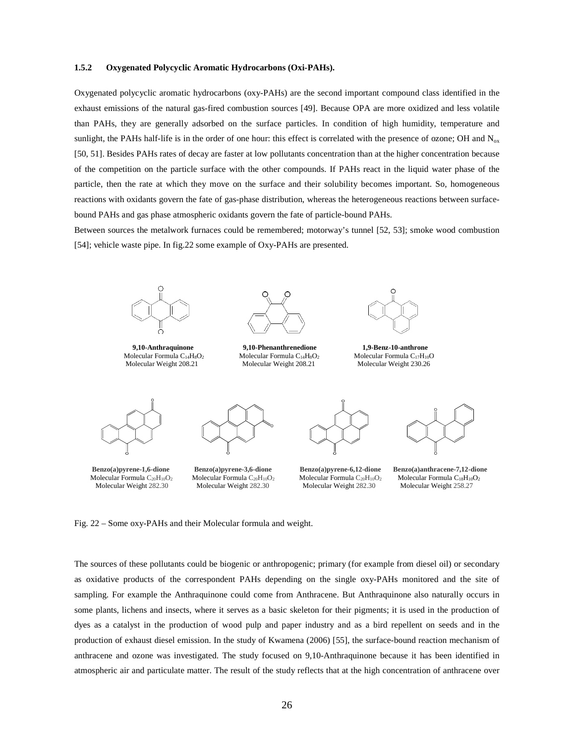### 1.5.2 Oxygenated Polycyclic Aromatic Hydrocarbons (Oxi-PAHs).

Oxygenated polycyclic aromatic hydrocarbons (oxy-PAHs) are the second important compound class identified in the exhaust emissions of the natural gas-fired combustion sources [49]. Because OPA are more oxidized and less volatile than PAHs, they are generally adsorbed on the surface particles. In condition of high humidity, temperature and sunlight, the PAHs half-life is in the order of one hour: this effect is correlated with the presence of ozone; OH and $N_{ox}$ [50, 51]. Besides PAHs rates of decay are faster at low pollutants concentration than at the higher concentration because of the competition on the particle surface with the other compounds. If PAHs react in the liquid water phase of the particle, then the rate at which they move on the surface and their solubility becomes important. So, homogeneous reactions with oxidants govern the fate of gas-phase distribution, whereas the heterogeneous reactions between surface-bound PAHs and gas phase atmospheric oxidants govern the fate of particle-bound PAHs.

Between sources the metalwork furnaces could be remembered; motorway's tunnel [52, 53]; smoke wood combustion [54]; vehicle waste pipe. In fig.22 some example of Oxy-PAHs are presented.

**9,10-Anthraquinone**
Molecular Formula $C_{14}H_8O_2$
Molecular Weight 208.21

**9,10-Phenanthrenedione**
Molecular Formula $C_{14}H_8O_2$
Molecular Weight 208.21

**1,9-Benz-10-anthrone**
Molecular Formula $C_{17}H_{10}O$
Molecular Weight 230.26

**Benzo(a)pyrene-1,6-dione**
Molecular Formula $C_{20}H_{10}O_2$
Molecular Weight 282.30

**Benzo(a)pyrene-3,6-dione**
Molecular Formula $C_{20}H_{10}O_2$
Molecular Weight 282.30

**Benzo(a)pyrene-6,12-dione**
Molecular Formula $C_{20}H_{10}O_2$
Molecular Weight 282.30

**Benzo(a)anthracene-7,12-dione**
Molecular Formula $C_{18}H_{10}O_2$
Molecular Weight 258.27

Fig. 22 – Some oxy-PAHs and their Molecular formula and weight.

The sources of these pollutants could be biogenic or anthropogenic; primary (for example from diesel oil) or secondary as oxidative products of the correspondent PAHs depending on the single oxy-PAHs monitored and the site of sampling. For example the Anthraquinone could come from Anthracene. But Anthraquinone also naturally occurs in some plants, lichens and insects, where it serves as a basic skeleton for their pigments; it is used in the production of dyes as a catalyst in the production of wood pulp and paper industry and as a bird repellent on seeds and in the production of exhaust diesel emission. In the study of Kwamena (2006) [55], the surface-bound reaction mechanism of anthracene and ozone was investigated. The study focused on 9,10-Anthraquinone because it has been identified in atmospheric air and particulate matter. The result of the study reflects that at the high concentration of anthracene over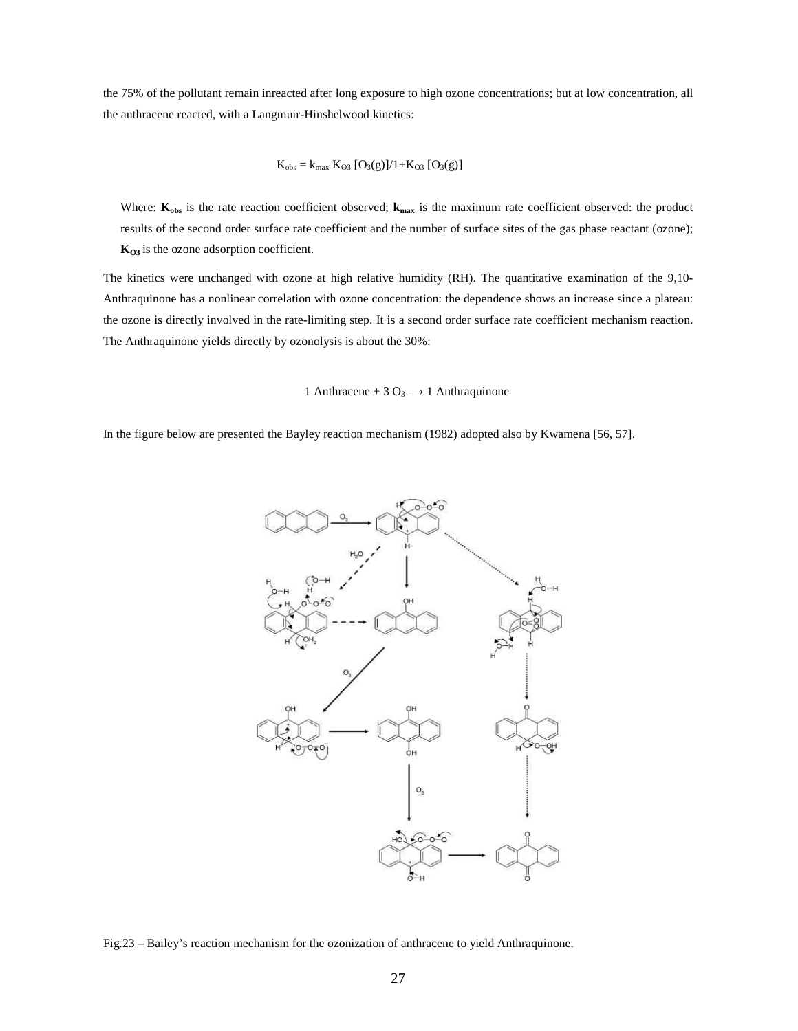the 75% of the pollutant remain inreacted after long exposure to high ozone concentrations; but at low concentration, all the anthracene reacted, with a Langmuir-Hinshelwood kinetics:

$$K_{obs} = k_{max} K_{O3} [O_3(g)]/1+K_{O3} [O_3(g)]$$

Where: $\mathbf{K_{obs}}$ is the rate reaction coefficient observed; $\mathbf{k_{max}}$ is the maximum rate coefficient observed: the product results of the second order surface rate coefficient and the number of surface sites of the gas phase reactant (ozone); $\mathbf{K_{O3}}$ is the ozone adsorption coefficient.

The kinetics were unchanged with ozone at high relative humidity (RH). The quantitative examination of the 9,10-Anthraquinone has a nonlinear correlation with ozone concentration: the dependence shows an increase since a plateau: the ozone is directly involved in the rate-limiting step. It is a second order surface rate coefficient mechanism reaction. The Anthraquinone yields directly by ozonolysis is about the 30%:

$$1 \text{ Anthracene} + 3\, O_3 \rightarrow 1 \text{ Anthraquinone}$$

In the figure below are presented the Bayley reaction mechanism (1982) adopted also by Kwamena [56, 57].

Fig.23 – Bailey's reaction mechanism for the ozonization of anthracene to yield Anthraquinone.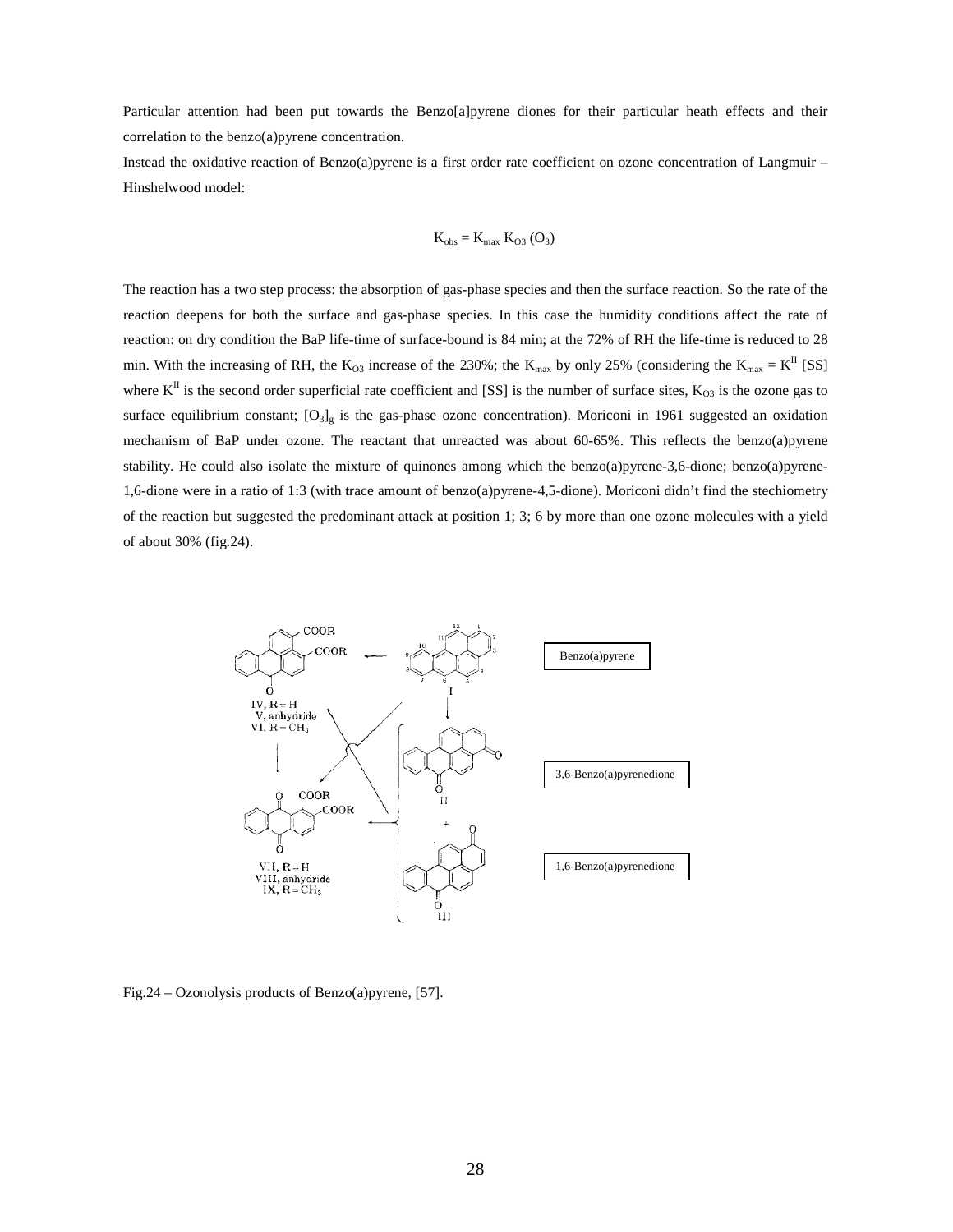Particular attention had been put towards the Benzo[a]pyrene diones for their particular heath effects and their correlation to the benzo(a)pyrene concentration.

Instead the oxidative reaction of Benzo(a)pyrene is a first order rate coefficient on ozone concentration of Langmuir – Hinshelwood model:

$$K_{obs} = K_{max}\ K_{O3}\ (O_3)$$

The reaction has a two step process: the absorption of gas-phase species and then the surface reaction. So the rate of the reaction deepens for both the surface and gas-phase species. In this case the humidity conditions affect the rate of reaction: on dry condition the BaP life-time of surface-bound is 84 min; at the 72% of RH the life-time is reduced to 28 min. With the increasing of RH, the $K_{O3}$ increase of the 230%; the $K_{max}$ by only 25% (considering the $K_{max} = K^{II}$ [SS] where $K^{II}$ is the second order superficial rate coefficient and [SS] is the number of surface sites, $K_{O3}$ is the ozone gas to surface equilibrium constant; $[O_3]_g$ is the gas-phase ozone concentration). Moriconi in 1961 suggested an oxidation mechanism of BaP under ozone. The reactant that unreacted was about 60-65%. This reflects the benzo(a)pyrene stability. He could also isolate the mixture of quinones among which the benzo(a)pyrene-3,6-dione; benzo(a)pyrene-1,6-dione were in a ratio of 1:3 (with trace amount of benzo(a)pyrene-4,5-dione). Moriconi didn't find the stechiometry of the reaction but suggested the predominant attack at position 1; 3; 6 by more than one ozone molecules with a yield of about 30% (fig.24).

Fig.24 – Ozonolysis products of Benzo(a)pyrene, [57].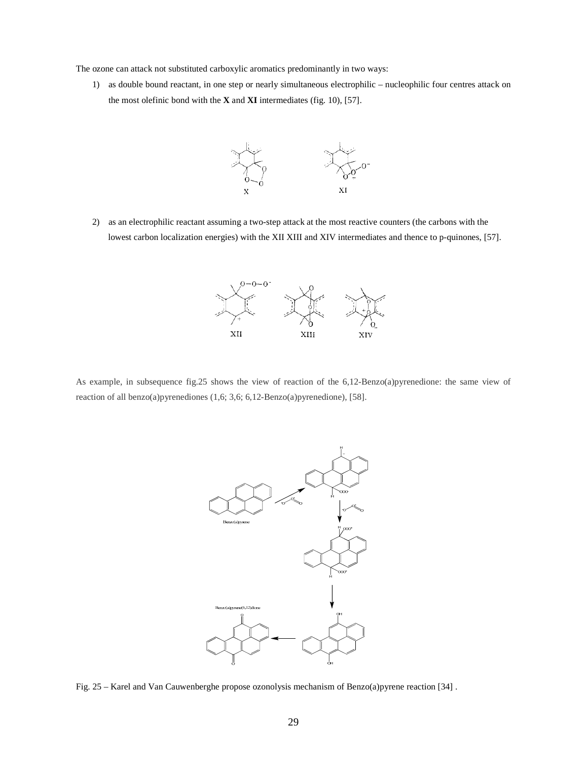The ozone can attack not substituted carboxylic aromatics predominantly in two ways:

1) as double bound reactant, in one step or nearly simultaneous electrophilic – nucleophilic four centres attack on the most olefinic bond with the **X** and **XI** intermediates (fig. 10), [57].

2) as an electrophilic reactant assuming a two-step attack at the most reactive counters (the carbons with the lowest carbon localization energies) with the XII XIII and XIV intermediates and thence to p-quinones, [57].

As example, in subsequence fig.25 shows the view of reaction of the 6,12-Benzo(a)pyrenedione: the same view of reaction of all benzo(a)pyrenediones (1,6; 3,6; 6,12-Benzo(a)pyrenedione), [58].

Fig. 25 – Karel and Van Cauwenberghe propose ozonolysis mechanism of Benzo(a)pyrene reaction [34] .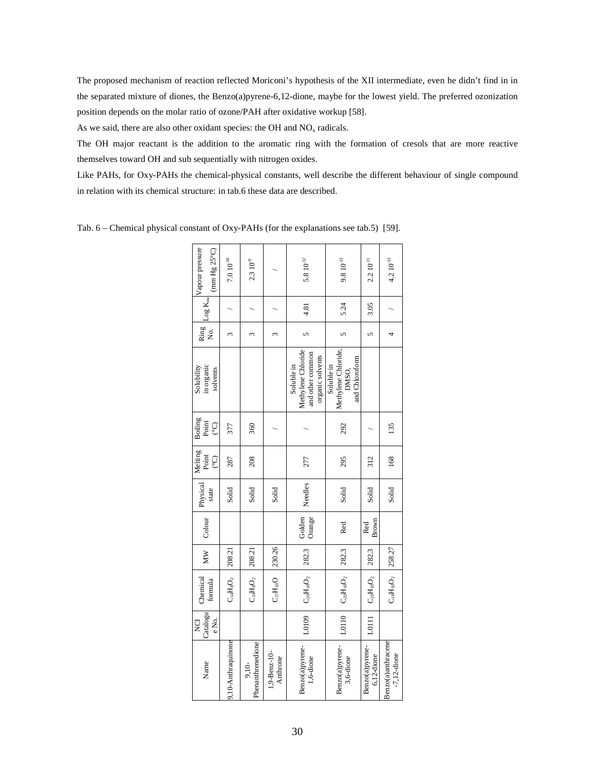The proposed mechanism of reaction reflected Moriconi's hypothesis of the XII intermediate, even he didn't find in in the separated mixture of diones, the Benzo(a)pyrene-6,12-dione, maybe for the lowest yield. The preferred ozonization position depends on the molar ratio of ozone/PAH after oxidative workup [58].

As we said, there are also other oxidant species: the OH and $NO_x$ radicals.

The OH major reactant is the addition to the aromatic ring with the formation of cresols that are more reactive themselves toward OH and sub sequentially with nitrogen oxides.

Like PAHs, for Oxy-PAHs the chemical-physical constants, well describe the different behaviour of single compound in relation with its chemical structure: in tab.6 these data are described.

Tab. 6 – Chemical physical constant of Oxy-PAHs (for the explanations see tab.5) [59].

| Name | NCI Catalogue No. | Chemical formula | MW | Colour | Physical state | Melting Point (°C) | Boiling Point (°C) | Solubility in organic solvents | Ring No. | Log $K_{ow}$ | Vapour pressure (mm Hg 25°C) |
|---|---|---|---|---|---|---|---|---|---|---|---|
| 9,10-Anthraquinone | | $C_{14}H_8O_2$ | 208.21 | | Solid | 287 | 377 | | 3 | / | $7.0\ 10^{-10}$ |
| 9,10-Phenanthrenedione | | $C_{14}H_8O_2$ | 208.21 | | Solid | 208 | 360 | | 3 | / | $2.3\ 10^{-9}$ |
| 1,9-Benz-10-Anthrone | | $C_{17}H_{10}O$ | 230.26 | | Solid | | / | | 3 | / | / |
| Benzo(a)pyrene-1,6-dione | L0109 | $C_{20}H_{10}O_2$ | 282.3 | Golden Orange | Needles | 277 | / | Soluble in Methylene Chloride and other common organic solvents | 5 | 4.81 | $5.8\ 10^{-12}$ |
| Benzo(a)pyrene-3,6-dione | L0110 | $C_{20}H_{10}O_2$ | 282.3 | Red | Solid | 295 | 292 | Soluble in Methylene Chloride, DMSO, and Chloroform | 5 | 5.24 | $9.8\ 10^{-13}$ |
| Benzo(a)pyrene-6,12-dione | L0111 | $C_{20}H_{10}O_2$ | 282.3 | Red Brown | Solid | 312 | / | | 5 | 3.05 | $2.2\ 10^{-11}$ |
| Benzo(a)anthracene-7,12-dione | | $C_{18}H_{10}O_2$ | 258.27 | | Solid | 168 | 135 | | 4 | / | $4.2\ 10^{-13}$ |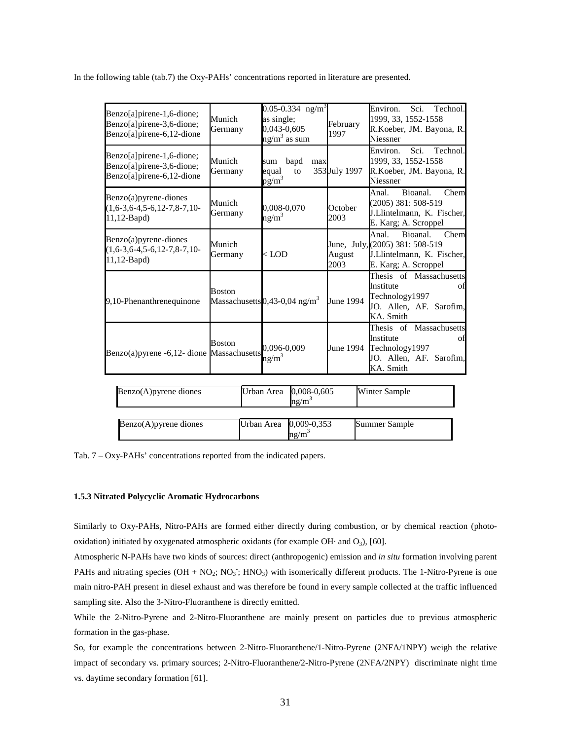In the following table (tab.7) the Oxy-PAHs' concentrations reported in literature are presented.

| | | | | |
|---|---|---|---|---|
| Benzo[a]pirene-1,6-dione; Benzo[a]pirene-3,6-dione; Benzo[a]pirene-6,12-dione | Munich Germany | 0.05-0.334 ng/m$^3$ as single; 0,043-0,605 ng/m$^3$ as sum | February 1997 | Environ. Sci. Technol. 1999, 33, 1552-1558 R.Koeber, JM. Bayona, R. Niessner |
| Benzo[a]pirene-1,6-dione; Benzo[a]pirene-3,6-dione; Benzo[a]pirene-6,12-dione | Munich Germany | sum bapd max equal to 353 pg/m$^3$ | July 1997 | Environ. Sci. Technol. 1999, 33, 1552-1558 R.Koeber, JM. Bayona, R. Niessner |
| Benzo(a)pyrene-diones (1,6-3,6-4,5-6,12-7,8-7,10-11,12-Bapd) | Munich Germany | 0,008-0,070 ng/m$^3$ | October 2003 | Anal. Bioanal. Chem (2005) 381: 508-519 J.Llintelmann, K. Fischer, E. Karg; A. Scroppel |
| Benzo(a)pyrene-diones (1,6-3,6-4,5-6,12-7,8-7,10-11,12-Bapd) | Munich Germany | < LOD | June, July, August 2003 | Anal. Bioanal. Chem (2005) 381: 508-519 J.Llintelmann, K. Fischer, E. Karg; A. Scroppel |
| 9,10-Phenanthrenequinone | Boston Massachusetts | 0,43-0,04 ng/m$^3$ | June 1994 | Thesis of Massachusetts Institute of Technology1997 JO. Allen, AF. Sarofim, KA. Smith |
| Benzo(a)pyrene -6,12- dione | Boston Massachusetts | 0,096-0,009 ng/m$^3$ | June 1994 | Thesis of Massachusetts Institute of Technology1997 JO. Allen, AF. Sarofim, KA. Smith |

| | | | |
|---|---|---|---|
| Benzo(A)pyrene diones | Urban Area | 0,008-0,605 ng/m$^3$ | Winter Sample |
| Benzo(A)pyrene diones | Urban Area | 0,009-0,353 ng/m$^3$ | Summer Sample |

Tab. 7 – Oxy-PAHs' concentrations reported from the indicated papers.

### 1.5.3 Nitrated Polycyclic Aromatic Hydrocarbons

Similarly to Oxy-PAHs, Nitro-PAHs are formed either directly during combustion, or by chemical reaction (photo-oxidation) initiated by oxygenated atmospheric oxidants (for example OH· and $O_3$), [60].

Atmospheric N-PAHs have two kinds of sources: direct (anthropogenic) emission and *in situ* formation involving parent PAHs and nitrating species ($OH + NO_2$; $NO_3^-$; $HNO_3$) with isomerically different products. The 1-Nitro-Pyrene is one main nitro-PAH present in diesel exhaust and was therefore be found in every sample collected at the traffic influenced sampling site. Also the 3-Nitro-Fluoranthene is directly emitted.

While the 2-Nitro-Pyrene and 2-Nitro-Fluoranthene are mainly present on particles due to previous atmospheric formation in the gas-phase.

So, for example the concentrations between 2-Nitro-Fluoranthene/1-Nitro-Pyrene (2NFA/1NPY) weigh the relative impact of secondary vs. primary sources; 2-Nitro-Fluoranthene/2-Nitro-Pyrene (2NFA/2NPY) discriminate night time vs. daytime secondary formation [61].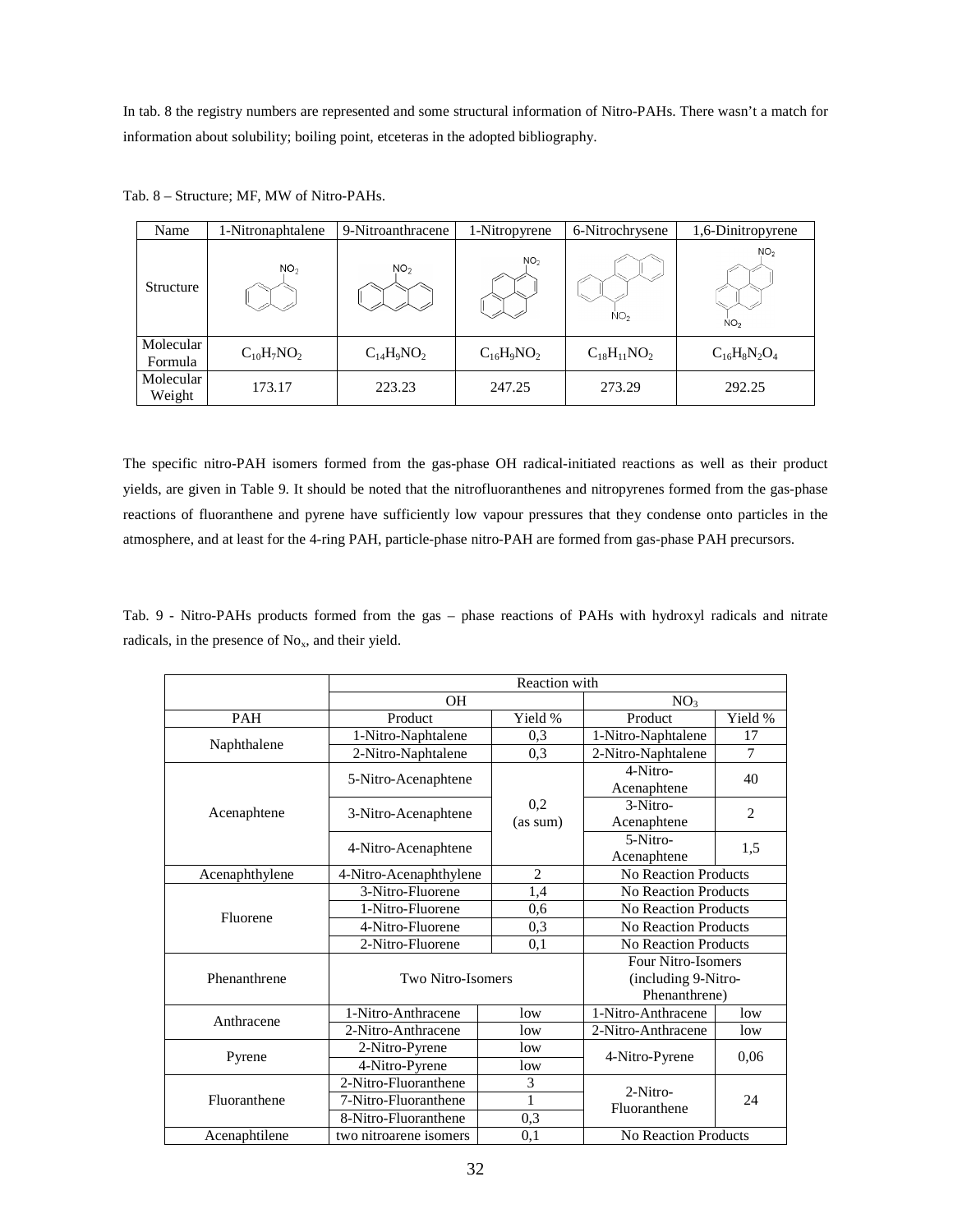In tab. 8 the registry numbers are represented and some structural information of Nitro-PAHs. There wasn't a match for information about solubility; boiling point, etceteras in the adopted bibliography.

Tab. 8 – Structure; MF, MW of Nitro-PAHs.

| Name | 1-Nitronaphtalene | 9-Nitroanthracene | 1-Nitropyrene | 6-Nitrochrysene | 1,6-Dinitropyrene |
|---|---|---|---|---|---|
| Structure | | | | | |
| Molecular Formula | $C_{10}H_7NO_2$ | $C_{14}H_9NO_2$ | $C_{16}H_9NO_2$ | $C_{18}H_{11}NO_2$ | $C_{16}H_8N_2O_4$ |
| Molecular Weight | 173.17 | 223.23 | 247.25 | 273.29 | 292.25 |

The specific nitro-PAH isomers formed from the gas-phase OH radical-initiated reactions as well as their product yields, are given in Table 9. It should be noted that the nitrofluoranthenes and nitropyrenes formed from the gas-phase reactions of fluoranthene and pyrene have sufficiently low vapour pressures that they condense onto particles in the atmosphere, and at least for the 4-ring PAH, particle-phase nitro-PAH are formed from gas-phase PAH precursors.

Tab. 9 - Nitro-PAHs products formed from the gas – phase reactions of PAHs with hydroxyl radicals and nitrate radicals, in the presence of $No_x$, and their yield.

| | Reaction with | | | |
|---|---|---|---|---|
| | OH | | $NO_3$ | |
| PAH | Product | Yield % | Product | Yield % |
| Naphthalene | 1-Nitro-Naphtalene | 0,3 | 1-Nitro-Naphtalene | 17 |
| | 2-Nitro-Naphtalene | 0,3 | 2-Nitro-Naphtalene | 7 |
| Acenaphtene | 5-Nitro-Acenaphtene | 0,2 (as sum) | 4-Nitro-Acenaphtene | 40 |
| | 3-Nitro-Acenaphtene | | 3-Nitro-Acenaphtene | 2 |
| | 4-Nitro-Acenaphtene | | 5-Nitro-Acenaphtene | 1,5 |
| Acenaphthylene | 4-Nitro-Acenaphthylene | 2 | No Reaction Products | |
| Fluorene | 3-Nitro-Fluorene | 1,4 | No Reaction Products | |
| | 1-Nitro-Fluorene | 0,6 | No Reaction Products | |
| | 4-Nitro-Fluorene | 0,3 | No Reaction Products | |
| | 2-Nitro-Fluorene | 0,1 | No Reaction Products | |
| Phenanthrene | Two Nitro-Isomers | | Four Nitro-Isomers (including 9-Nitro-Phenanthrene) | |
| Anthracene | 1-Nitro-Anthracene | low | 1-Nitro-Anthracene | low |
| | 2-Nitro-Anthracene | low | 2-Nitro-Anthracene | low |
| Pyrene | 2-Nitro-Pyrene | low | 4-Nitro-Pyrene | 0,06 |
| | 4-Nitro-Pyrene | low | | |
| Fluoranthene | 2-Nitro-Fluoranthene | 3 | 2-Nitro-Fluoranthene | 24 |
| | 7-Nitro-Fluoranthene | 1 | | |
| | 8-Nitro-Fluoranthene | 0,3 | | |
| Acenaphtilene | two nitroarene isomers | 0,1 | No Reaction Products | |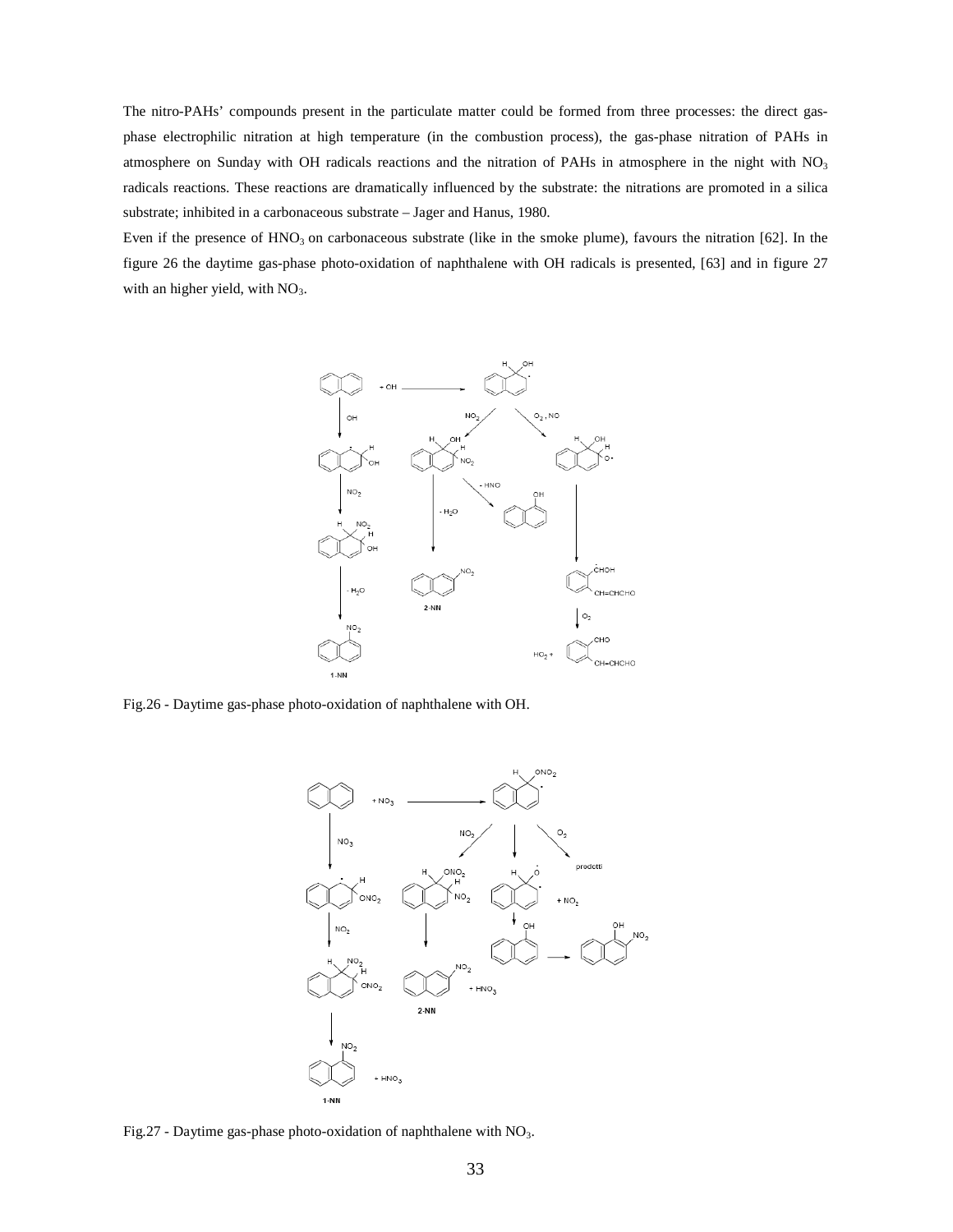The nitro-PAHs' compounds present in the particulate matter could be formed from three processes: the direct gas-phase electrophilic nitration at high temperature (in the combustion process), the gas-phase nitration of PAHs in atmosphere on Sunday with OH radicals reactions and the nitration of PAHs in atmosphere in the night with $NO_3$ radicals reactions. These reactions are dramatically influenced by the substrate: the nitrations are promoted in a silica substrate; inhibited in a carbonaceous substrate – Jager and Hanus, 1980.

Even if the presence of $HNO_3$ on carbonaceous substrate (like in the smoke plume), favours the nitration [62]. In the figure 26 the daytime gas-phase photo-oxidation of naphthalene with OH radicals is presented, [63] and in figure 27 with an higher yield, with $NO_3$.

Fig.26 - Daytime gas-phase photo-oxidation of naphthalene with OH.

Fig.27 - Daytime gas-phase photo-oxidation of naphthalene with $NO_3$.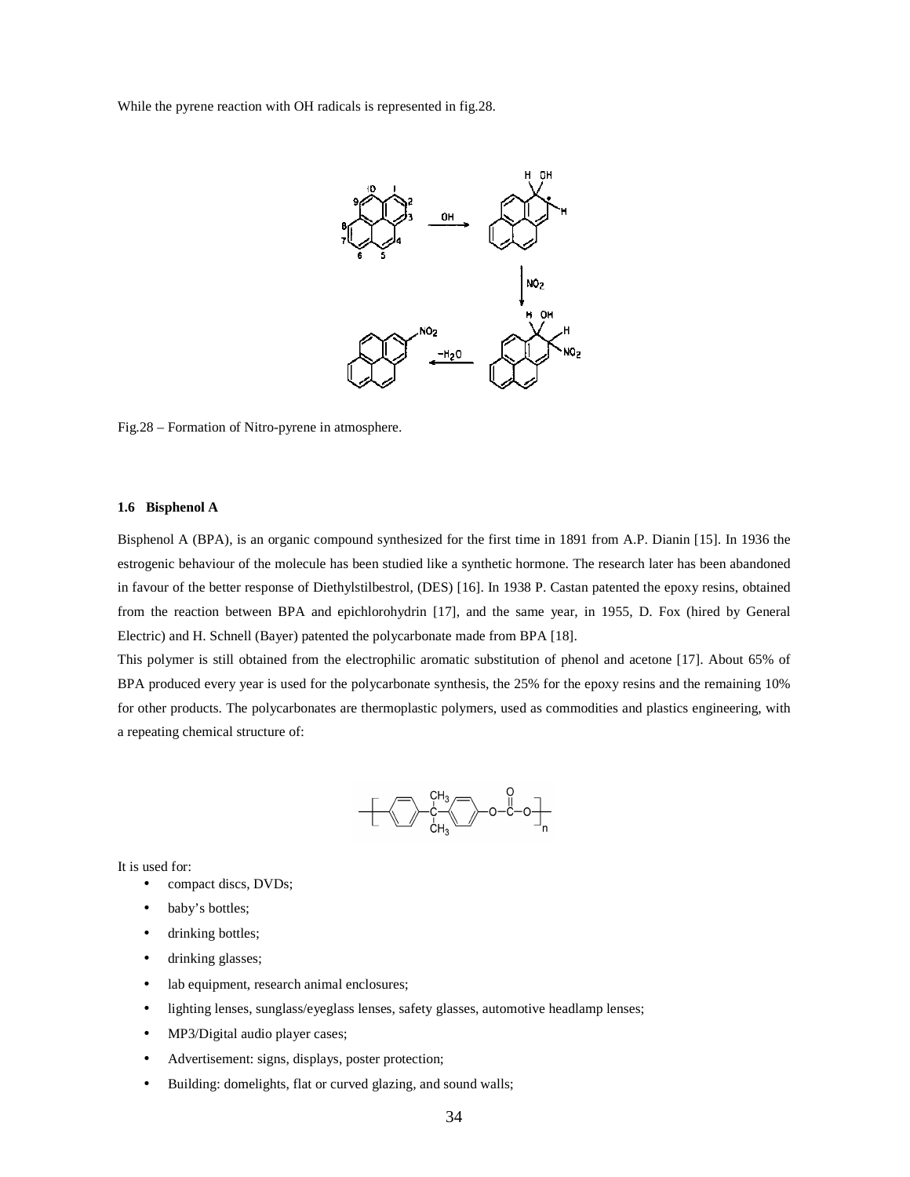While the pyrene reaction with OH radicals is represented in fig.28.

Fig.28 – Formation of Nitro-pyrene in atmosphere.

### 1.6 Bisphenol A

Bisphenol A (BPA), is an organic compound synthesized for the first time in 1891 from A.P. Dianin [15]. In 1936 the estrogenic behaviour of the molecule has been studied like a synthetic hormone. The research later has been abandoned in favour of the better response of Diethylstilbestrol, (DES) [16]. In 1938 P. Castan patented the epoxy resins, obtained from the reaction between BPA and epichlorohydrin [17], and the same year, in 1955, D. Fox (hired by General Electric) and H. Schnell (Bayer) patented the polycarbonate made from BPA [18].

This polymer is still obtained from the electrophilic aromatic substitution of phenol and acetone [17]. About 65% of BPA produced every year is used for the polycarbonate synthesis, the 25% for the epoxy resins and the remaining 10% for other products. The polycarbonates are thermoplastic polymers, used as commodities and plastics engineering, with a repeating chemical structure of:

It is used for:

- compact discs, DVDs;
- baby's bottles;
- drinking bottles;
- drinking glasses;
- lab equipment, research animal enclosures;
- lighting lenses, sunglass/eyeglass lenses, safety glasses, automotive headlamp lenses;
- MP3/Digital audio player cases;
- Advertisement: signs, displays, poster protection;
- Building: domelights, flat or curved glazing, and sound walls;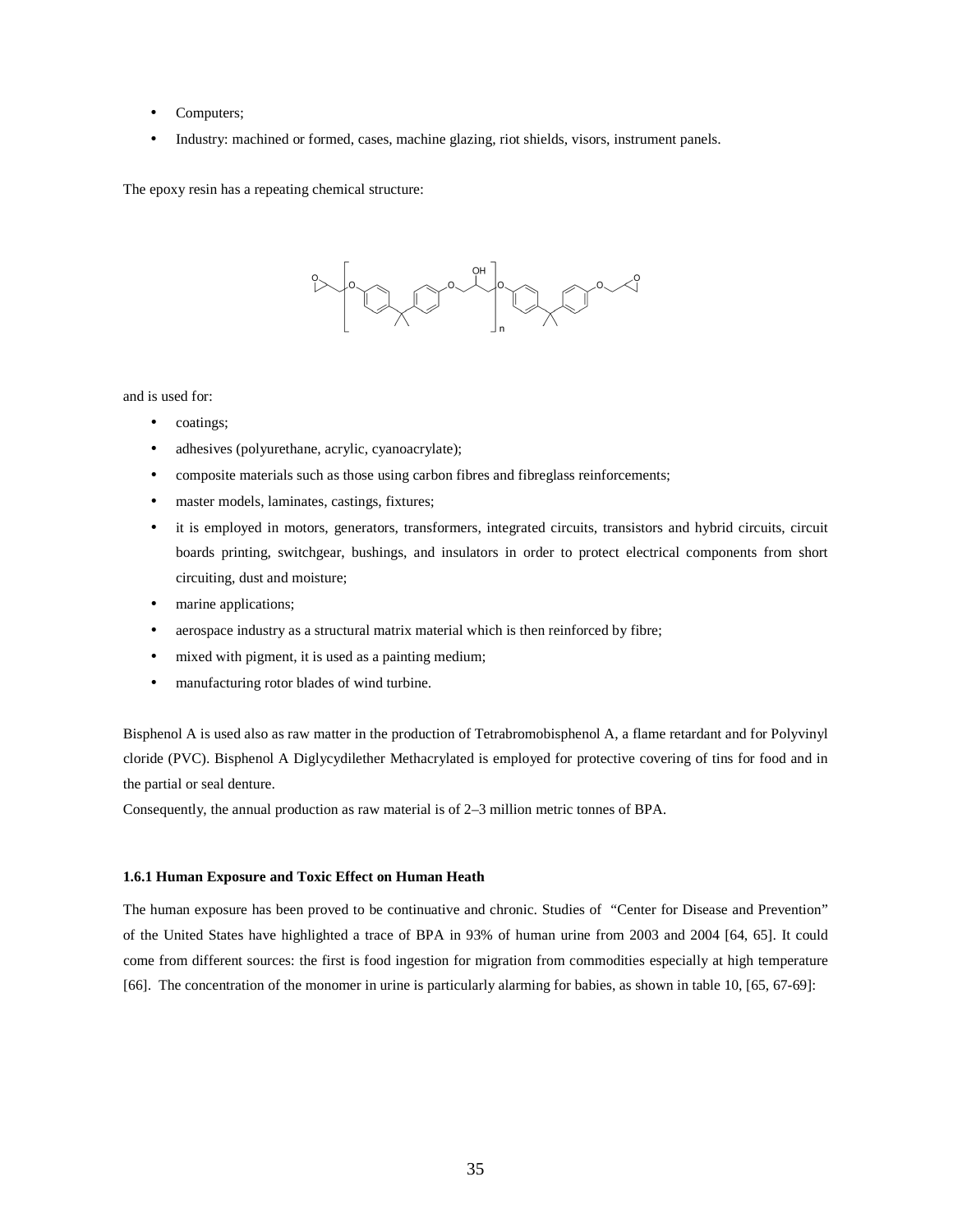- Computers;
- Industry: machined or formed, cases, machine glazing, riot shields, visors, instrument panels.

The epoxy resin has a repeating chemical structure:

and is used for:

- coatings;
- adhesives (polyurethane, acrylic, cyanoacrylate);
- composite materials such as those using carbon fibres and fibreglass reinforcements;
- master models, laminates, castings, fixtures;
- it is employed in motors, generators, transformers, integrated circuits, transistors and hybrid circuits, circuit boards printing, switchgear, bushings, and insulators in order to protect electrical components from short circuiting, dust and moisture;
- marine applications;
- aerospace industry as a structural matrix material which is then reinforced by fibre;
- mixed with pigment, it is used as a painting medium;
- manufacturing rotor blades of wind turbine.

Bisphenol A is used also as raw matter in the production of Tetrabromobisphenol A, a flame retardant and for Polyvinyl cloride (PVC). Bisphenol A Diglycydilether Methacrylated is employed for protective covering of tins for food and in the partial or seal denture.
Consequently, the annual production as raw material is of 2–3 million metric tonnes of BPA.

#### 1.6.1 Human Exposure and Toxic Effect on Human Heath

The human exposure has been proved to be continuative and chronic. Studies of "Center for Disease and Prevention" of the United States have highlighted a trace of BPA in 93% of human urine from 2003 and 2004 [64, 65]. It could come from different sources: the first is food ingestion for migration from commodities especially at high temperature [66]. The concentration of the monomer in urine is particularly alarming for babies, as shown in table 10, [65, 67-69]: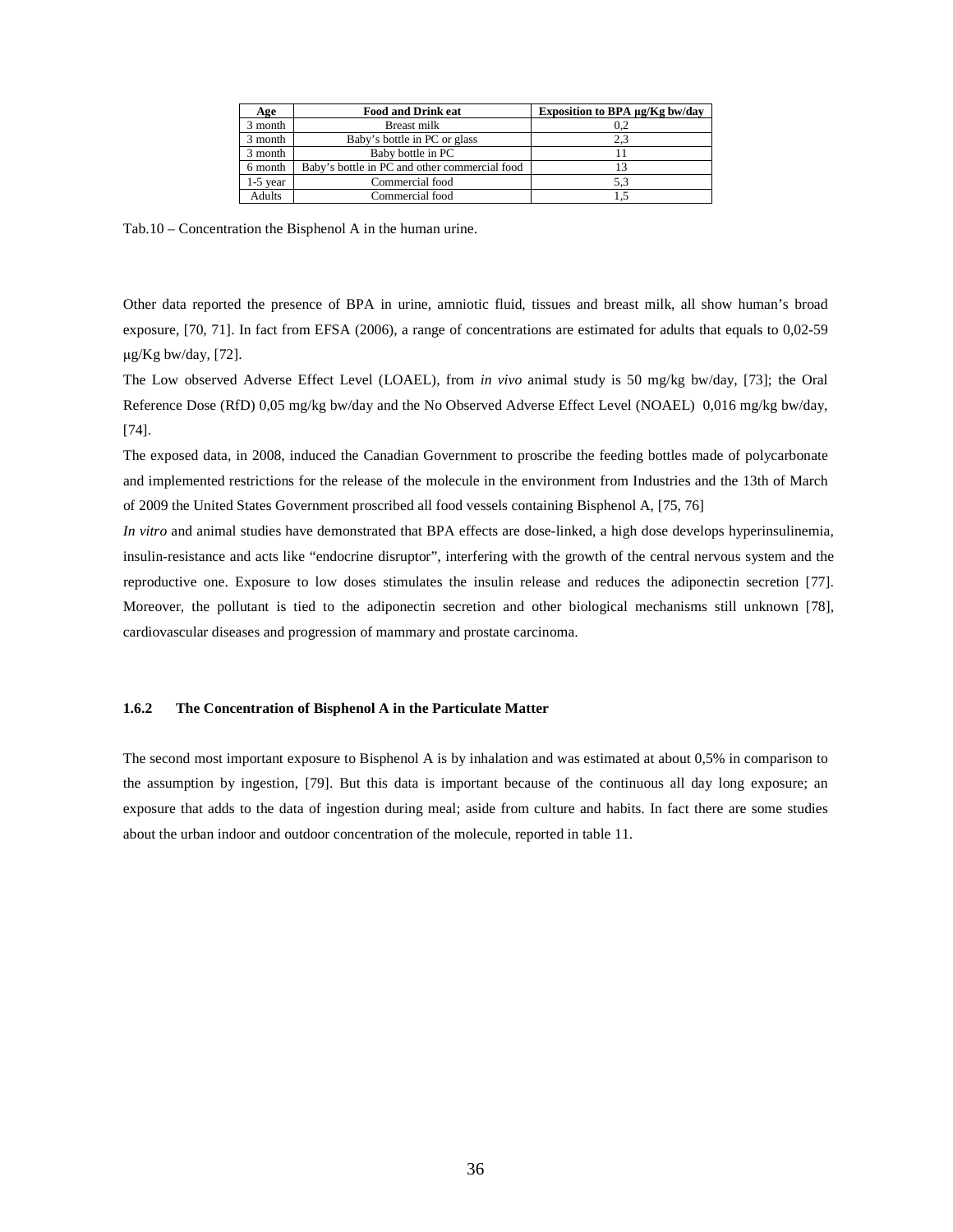| Age | Food and Drink eat | Exposition to BPA µg/Kg bw/day |
|---|---|---|
| 3 month | Breast milk | 0,2 |
| 3 month | Baby's bottle in PC or glass | 2,3 |
| 3 month | Baby bottle in PC | 11 |
| 6 month | Baby's bottle in PC and other commercial food | 13 |
| 1-5 year | Commercial food | 5,3 |
| Adults | Commercial food | 1,5 |

Tab.10 – Concentration the Bisphenol A in the human urine.

Other data reported the presence of BPA in urine, amniotic fluid, tissues and breast milk, all show human's broad exposure, [70, 71]. In fact from EFSA (2006), a range of concentrations are estimated for adults that equals to 0,02-59 µg/Kg bw/day, [72].

The Low observed Adverse Effect Level (LOAEL), from *in vivo* animal study is 50 mg/kg bw/day, [73]; the Oral Reference Dose (RfD) 0,05 mg/kg bw/day and the No Observed Adverse Effect Level (NOAEL) 0,016 mg/kg bw/day, [74].

The exposed data, in 2008, induced the Canadian Government to proscribe the feeding bottles made of polycarbonate and implemented restrictions for the release of the molecule in the environment from Industries and the 13th of March of 2009 the United States Government proscribed all food vessels containing Bisphenol A, [75, 76]

*In vitro* and animal studies have demonstrated that BPA effects are dose-linked, a high dose develops hyperinsulinemia, insulin-resistance and acts like "endocrine disruptor", interfering with the growth of the central nervous system and the reproductive one. Exposure to low doses stimulates the insulin release and reduces the adiponectin secretion [77]. Moreover, the pollutant is tied to the adiponectin secretion and other biological mechanisms still unknown [78], cardiovascular diseases and progression of mammary and prostate carcinoma.

### 1.6.2 The Concentration of Bisphenol A in the Particulate Matter

The second most important exposure to Bisphenol A is by inhalation and was estimated at about 0,5% in comparison to the assumption by ingestion, [79]. But this data is important because of the continuous all day long exposure; an exposure that adds to the data of ingestion during meal; aside from culture and habits. In fact there are some studies about the urban indoor and outdoor concentration of the molecule, reported in table 11.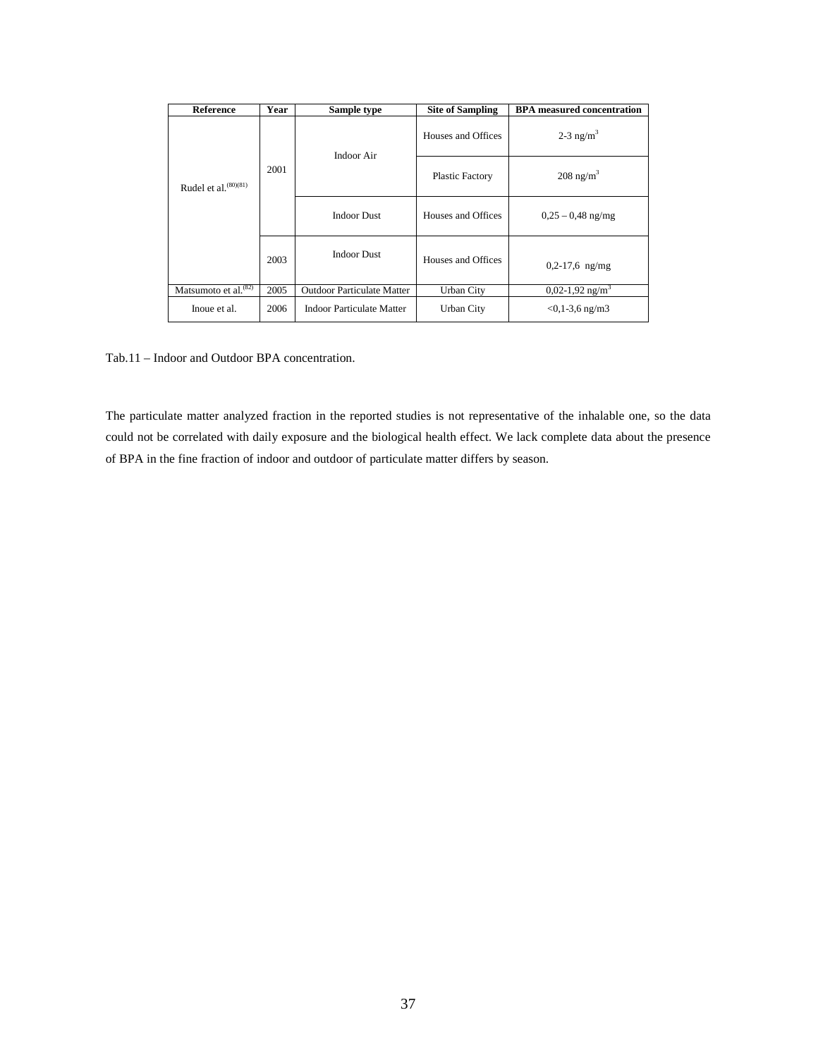| Reference | Year | Sample type | Site of Sampling | BPA measured concentration |
|---|---|---|---|---|
| Rudel et al.[(80)(81)] | 2001 | Indoor Air | Houses and Offices | 2-3 $ng/m^3$ |
| | | | Plastic Factory | 208 $ng/m^3$ |
| | | Indoor Dust | Houses and Offices | 0,25 – 0,48 ng/mg |
| | 2003 | Indoor Dust | Houses and Offices | 0,2-17,6 ng/mg |
| Matsumoto et al.[(82)] | 2005 | Outdoor Particulate Matter | Urban City | 0,02-1,92 $ng/m^3$ |
| Inoue et al. | 2006 | Indoor Particulate Matter | Urban City | <0,1-3,6 ng/m3 |

Tab.11 – Indoor and Outdoor BPA concentration.

The particulate matter analyzed fraction in the reported studies is not representative of the inhalable one, so the data could not be correlated with daily exposure and the biological health effect. We lack complete data about the presence of BPA in the fine fraction of indoor and outdoor of particulate matter differs by season.